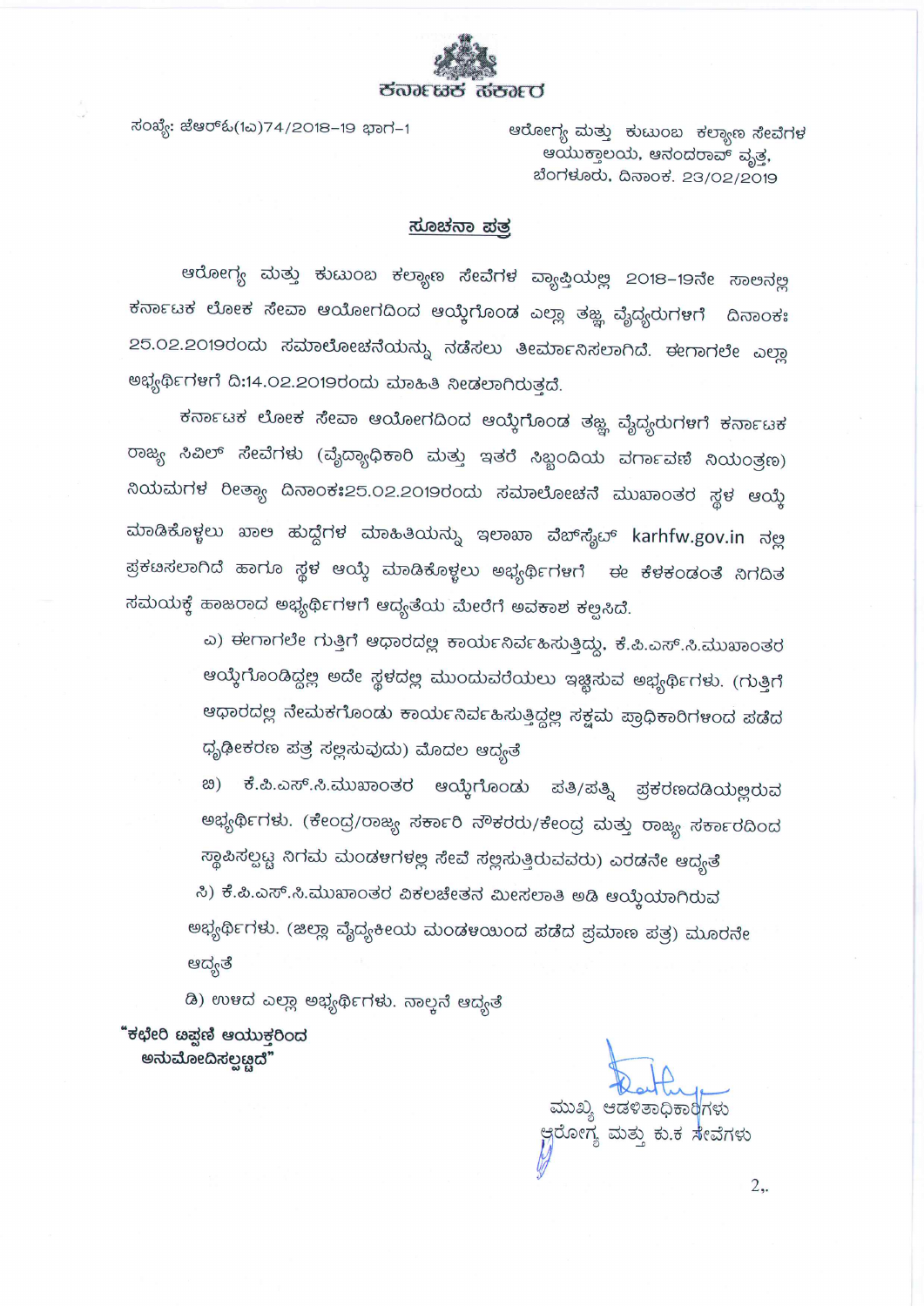ಕರ್ನಾಟಕ ಸರ್ಕಾರ

ಸಂಖ್ಯೆ: ಜೆಆರ್‌ಓ(1ಎ)74/2018-19 ಭಾಗ-1

ಆರೋಗ್ಯ ಮತ್ತು ಕುಟುಂಬ ಕಲ್ಯಾಣ ಸೇವೆಗಳ ಆಯುಕ್ತಾಲಯ, ಆನಂದರಾವ್ ವೃತ್ತ, ಬೆಂಗಳೂರು. ದಿನಾಂಕ. 23/02/2019

## ಸೂಚನಾ ಪತ್ರ

ಆರೋಗ್ಯ ಮತ್ತು ಕುಟುಂಬ ಕಲ್ಯಾಣ ಸೇವೆಗಳ ವ್ಯಾಪ್ತಿಯಲ್ಲಿ 2018-19ನೇ ಸಾಲಿನಲ್ಲಿ ಕರ್ನಾಟಕ ಲೋಕ ಸೇವಾ ಆಯೋಗದಿಂದ ಆಯ್ಕೆಗೊಂಡ ಎಲ್ಲಾ ತಜ್ಞ ವೈದ್ಯರುಗಳಿಗೆ ದಿನಾಂಕ: 25.02.2019ರಂದು ಸಮಾಲೋಚನೆಯನ್ನು ನಡೆಸಲು ತೀರ್ಮಾನಿಸಲಾಗಿದೆ. ಈಗಾಗಲೇ ಎಲ್ಲಾ ಅಭ್ಯರ್ಥಿಗಳಿಗೆ ದಿ:14.02.2019ರಂದು ಮಾಹಿತಿ ನೀಡಲಾಗಿರುತ್ತದೆ.

ಕರ್ನಾಟಕ ಲೋಕ ಸೇವಾ ಆಯೋಗದಿಂದ ಆಯ್ಕೆಗೊಂಡ ತಜ್ಞ ವೈದ್ಯರುಗಳಿಗೆ ಕರ್ನಾಟಕ ರಾಜ್ಯ ಸಿವಿಲ್ ಸೇವೆಗಳು (ವೈದ್ಯಾಧಿಕಾರಿ ಮತ್ತು ಇತರೆ ಸಿಬ್ಬಂದಿಯ ವರ್ಗಾವಣೆ ನಿಯಂತ್ರಣ) ನಿಯಮಗಳ ರೀತ್ಯಾ ದಿನಾಂಕ:25.02.2019ರಂದು ಸಮಾಲೋಚನೆ ಮುಖಾಂತರ ಸ್ಥಳ ಆಯ್ಕೆ ಮಾಡಿಕೊಳ್ಳಲು ಖಾಲಿ ಹುದ್ದೆಗಳ ಮಾಹಿತಿಯನ್ನು ಇಲಾಖಾ ವೆಬ್‌ಸೈಟ್ karhfw.gov.in ನಲ್ಲಿ ಪ್ರಕಟಿಸಲಾಗಿದೆ ಹಾಗೂ ಸ್ಥಳ ಆಯ್ಕೆ ಮಾಡಿಕೊಳ್ಳಲು ಅಭ್ಯರ್ಥಿಗಳಿಗೆ ಈ ಕೆಳಕಂಡಂತೆ ನಿಗದಿತ ಸಮಯಕ್ಕೆ ಹಾಜರಾದ ಅಭ್ಯರ್ಥಿಗಳಿಗೆ ಆದ್ಯತೆಯ ಮೇರೆಗೆ ಅವಕಾಶ ಕಲ್ಪಿಸಿದೆ.

ಎ) ಈಗಾಗಲೇ ಗುತ್ತಿಗೆ ಆಧಾರದಲ್ಲಿ ಕಾರ್ಯನಿರ್ವಹಿಸುತ್ತಿದ್ದು, ಕೆ.ಪಿ.ಎಸ್.ಸಿ.ಮುಖಾಂತರ ಆಯ್ಕೆಗೊಂಡಿದ್ದಲ್ಲಿ ಅದೇ ಸ್ಥಳದಲ್ಲಿ ಮುಂದುವರೆಯಲು ಇಚ್ಚಿಸುವ ಅಭ್ಯರ್ಥಿಗಳು. (ಗುತ್ತಿಗೆ ಆಧಾರದಲ್ಲಿ ನೇಮಕಗೊಂಡು ಕಾರ್ಯನಿರ್ವಹಿಸುತ್ತಿದ್ದಲ್ಲಿ ಸಕ್ಷಮ ಪ್ರಾಧಿಕಾರಿಗಳಿಂದ ಪಡೆದ ಧೃಡೀಕರಣ ಪತ್ರ ಸಲ್ಲಿಸುವುದು) ಮೊದಲ ಆದ್ಯತೆ

ಬಿ) ಕೆ.ಪಿ.ಎಸ್.ಸಿ.ಮುಖಾಂತರ ಆಯ್ಕೆಗೊಂಡು ಪತಿ/ಪತ್ನಿ ಪ್ರಕರಣದಡಿಯಲ್ಲಿರುವ ಅಭ್ಯರ್ಥಿಗಳು. (ಕೇಂದ್ರ/ರಾಜ್ಯ ಸರ್ಕಾರಿ ನೌಕರರು/ಕೇಂದ್ರ ಮತ್ತು ರಾಜ್ಯ ಸರ್ಕಾರದಿಂದ ಸ್ಥಾಪಿಸಲ್ಪಟ್ಟ ನಿಗಮ ಮಂಡಳಿಗಳಲ್ಲಿ ಸೇವೆ ಸಲ್ಲಿಸುತ್ತಿರುವವರು) ಎರಡನೇ ಆದ್ಯತೆ

ಸಿ) ಕೆ.ಪಿ.ಎಸ್.ಸಿ.ಮುಖಾಂತರ ವಿಕಲಚೇತನ ಮೀಸಲಾತಿ ಅಡಿ ಆಯ್ಕೆಯಾಗಿರುವ ಅಭ್ಯರ್ಥಿಗಳು. (ಜಿಲ್ಲಾ ವೈದ್ಯಕೀಯ ಮಂಡಳಿಯಿಂದ ಪಡೆದ ಪ್ರಮಾಣ ಪತ್ರ) ಮೂರನೇ ಆದ್ಯತೆ

ಡಿ) ಉಳಿದ ಎಲ್ಲಾ ಅಭ್ಯರ್ಥಿಗಳು. ನಾಲ್ಕನೆ ಆದ್ಯತೆ

**"ಕಛೇರಿ ಟಿಪ್ಪಣಿ ಆಯುಕ್ತರಿಂದ ಅನುಮೋದಿಸಲ್ಪಟ್ಟಿದೆ"**

ಮುಖ್ಯ ಆಡಳಿತಾಧಿಕಾರಿಗಳು
ಆರೋಗ್ಯ ಮತ್ತು ಕು.ಕ ಸೇವೆಗಳು

2,.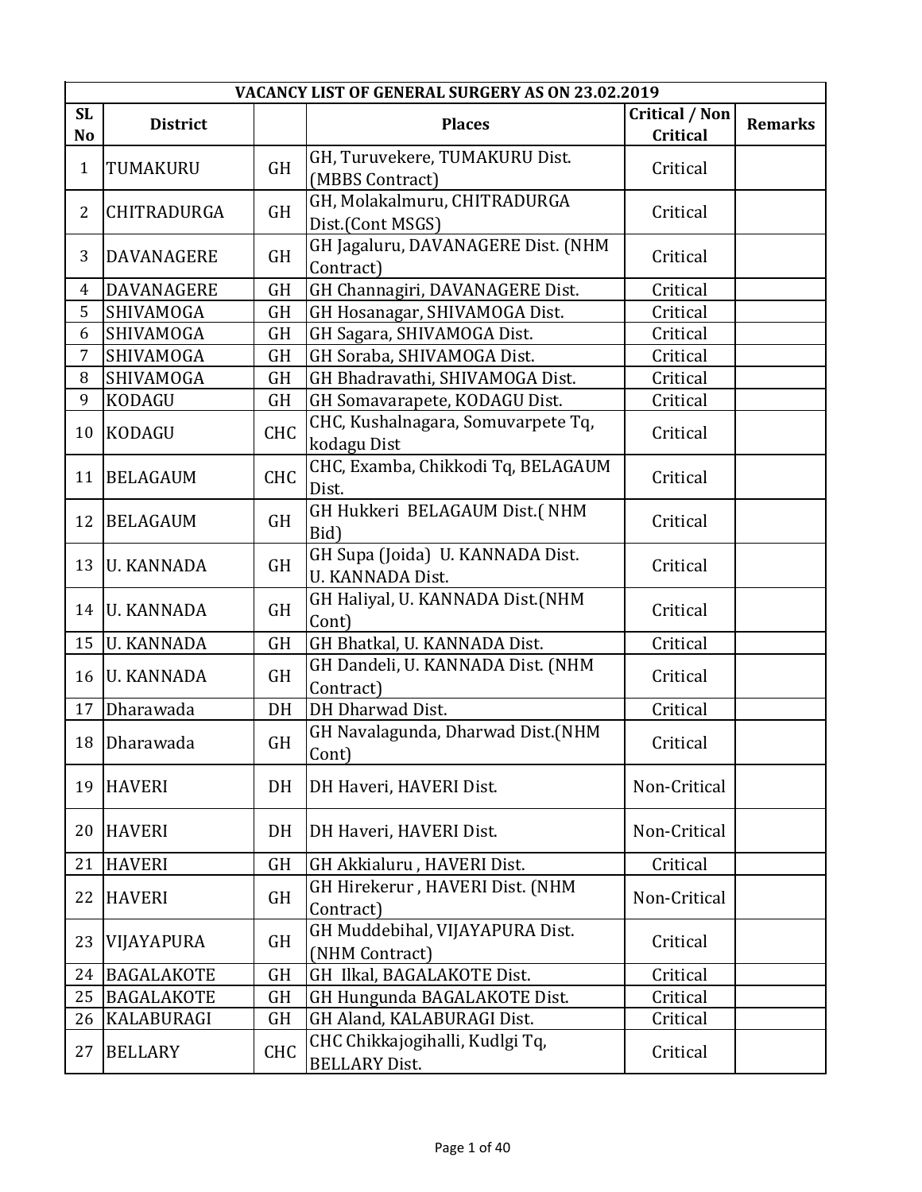| VACANCY LIST OF GENERAL SURGERY AS ON 23.02.2019 | | | | | |
|---|---|---|---|---|---|
| SL No | District | | Places | Critical / Non Critical | Remarks |
| 1 | TUMAKURU | GH | GH, Turuvekere, TUMAKURU Dist. (MBBS Contract) | Critical | |
| 2 | CHITRADURGA | GH | GH, Molakalmuru, CHITRADURGA Dist.(Cont MSGS) | Critical | |
| 3 | DAVANAGERE | GH | GH Jagaluru, DAVANAGERE Dist. (NHM Contract) | Critical | |
| 4 | DAVANAGERE | GH | GH Channagiri, DAVANAGERE Dist. | Critical | |
| 5 | SHIVAMOGA | GH | GH Hosanagar, SHIVAMOGA Dist. | Critical | |
| 6 | SHIVAMOGA | GH | GH Sagara, SHIVAMOGA Dist. | Critical | |
| 7 | SHIVAMOGA | GH | GH Soraba, SHIVAMOGA Dist. | Critical | |
| 8 | SHIVAMOGA | GH | GH Bhadravathi, SHIVAMOGA Dist. | Critical | |
| 9 | KODAGU | GH | GH Somavarapete, KODAGU Dist. | Critical | |
| 10 | KODAGU | CHC | CHC, Kushalnagara, Somuvarpete Tq, kodagu Dist | Critical | |
| 11 | BELAGAUM | CHC | CHC, Examba, Chikkodi Tq, BELAGAUM Dist. | Critical | |
| 12 | BELAGAUM | GH | GH Hukkeri BELAGAUM Dist.( NHM Bid) | Critical | |
| 13 | U. KANNADA | GH | GH Supa (Joida) U. KANNADA Dist. U. KANNADA Dist. | Critical | |
| 14 | U. KANNADA | GH | GH Haliyal, U. KANNADA Dist.(NHM Cont) | Critical | |
| 15 | U. KANNADA | GH | GH Bhatkal, U. KANNADA Dist. | Critical | |
| 16 | U. KANNADA | GH | GH Dandeli, U. KANNADA Dist. (NHM Contract) | Critical | |
| 17 | Dharawada | DH | DH Dharwad Dist. | Critical | |
| 18 | Dharawada | GH | GH Navalagunda, Dharwad Dist.(NHM Cont) | Critical | |
| 19 | HAVERI | DH | DH Haveri, HAVERI Dist. | Non-Critical | |
| 20 | HAVERI | DH | DH Haveri, HAVERI Dist. | Non-Critical | |
| 21 | HAVERI | GH | GH Akkialuru , HAVERI Dist. | Critical | |
| 22 | HAVERI | GH | GH Hirekerur , HAVERI Dist. (NHM Contract) | Non-Critical | |
| 23 | VIJAYAPURA | GH | GH Muddebihal, VIJAYAPURA Dist. (NHM Contract) | Critical | |
| 24 | BAGALAKOTE | GH | GH Ilkal, BAGALAKOTE Dist. | Critical | |
| 25 | BAGALAKOTE | GH | GH Hungunda BAGALAKOTE Dist. | Critical | |
| 26 | KALABURAGI | GH | GH Aland, KALABURAGI Dist. | Critical | |
| 27 | BELLARY | CHC | CHC Chikkajogihalli, Kudlgi Tq, BELLARY Dist. | Critical | |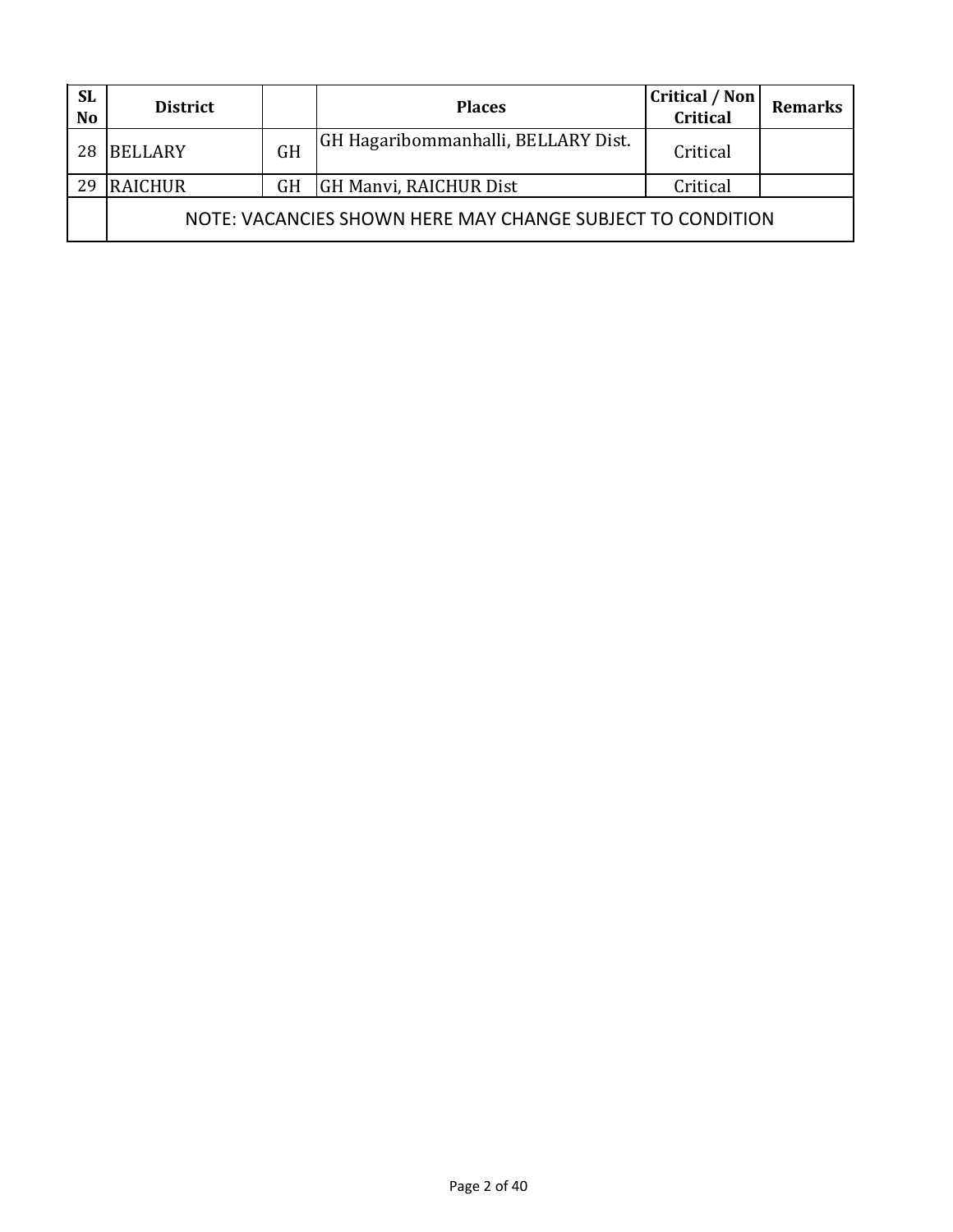| SL No | District | | Places | Critical / Non Critical | Remarks |
|---|---|---|---|---|---|
| 28 | BELLARY | GH | GH Hagaribommanhalli, BELLARY Dist. | Critical | |
| 29 | RAICHUR | GH | GH Manvi, RAICHUR Dist | Critical | |
| | NOTE: VACANCIES SHOWN HERE MAY CHANGE SUBJECT TO CONDITION | | | | |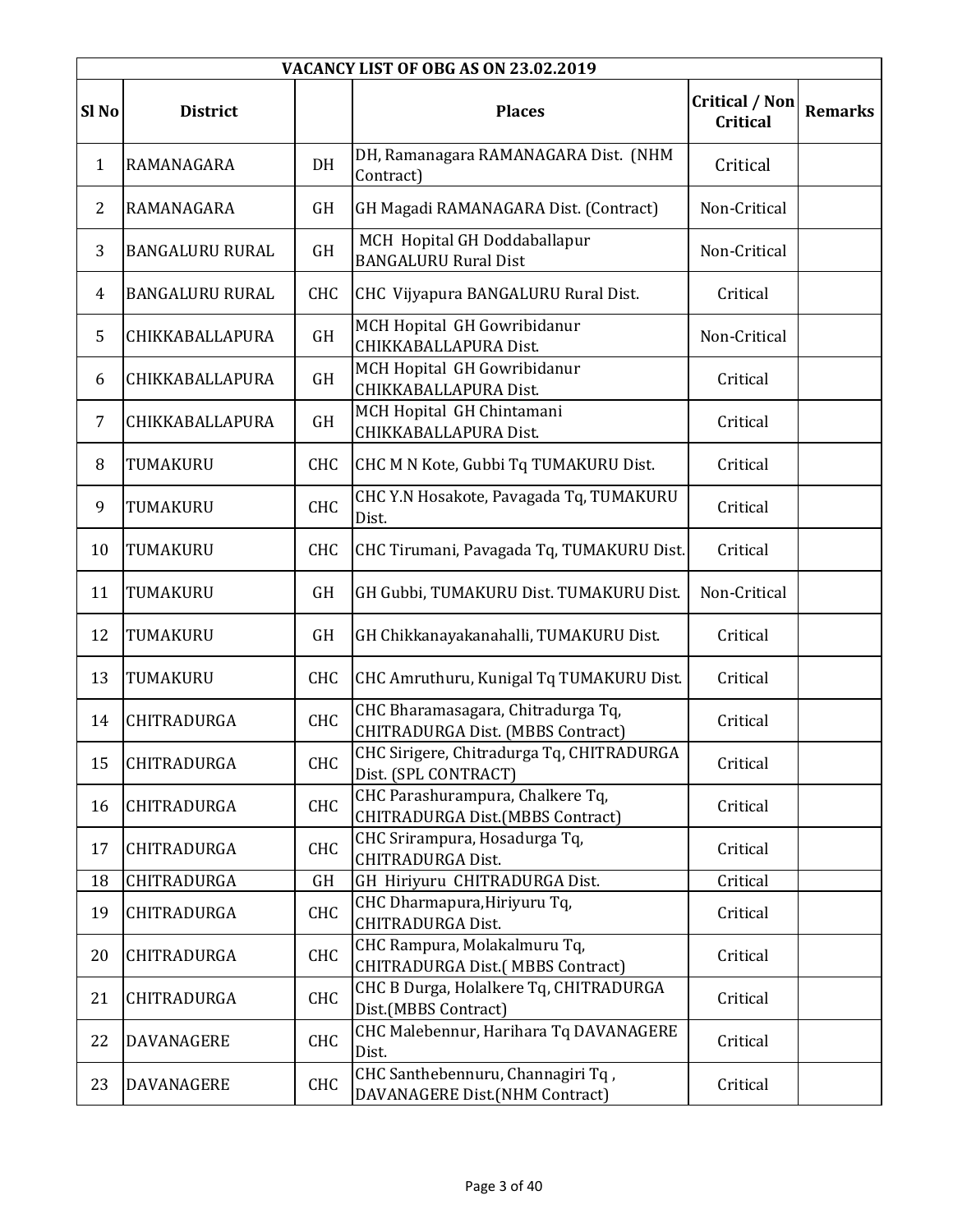| VACANCY LIST OF OBG AS ON 23.02.2019 | | | | | |
|---|---|---|---|---|---|
| **Sl No** | **District** | | **Places** | **Critical / Non Critical** | **Remarks** |
| 1 | RAMANAGARA | DH | DH, Ramanagara RAMANAGARA Dist. (NHM Contract) | Critical | |
| 2 | RAMANAGARA | GH | GH Magadi RAMANAGARA Dist. (Contract) | Non-Critical | |
| 3 | BANGALURU RURAL | GH | MCH Hopital GH Doddaballapur BANGALURU Rural Dist | Non-Critical | |
| 4 | BANGALURU RURAL | CHC | CHC Vijyapura BANGALURU Rural Dist. | Critical | |
| 5 | CHIKKABALLAPURA | GH | MCH Hopital GH Gowribidanur CHIKKABALLAPURA Dist. | Non-Critical | |
| 6 | CHIKKABALLAPURA | GH | MCH Hopital GH Gowribidanur CHIKKABALLAPURA Dist. | Critical | |
| 7 | CHIKKABALLAPURA | GH | MCH Hopital GH Chintamani CHIKKABALLAPURA Dist. | Critical | |
| 8 | TUMAKURU | CHC | CHC M N Kote, Gubbi Tq TUMAKURU Dist. | Critical | |
| 9 | TUMAKURU | CHC | CHC Y.N Hosakote, Pavagada Tq, TUMAKURU Dist. | Critical | |
| 10 | TUMAKURU | CHC | CHC Tirumani, Pavagada Tq, TUMAKURU Dist. | Critical | |
| 11 | TUMAKURU | GH | GH Gubbi, TUMAKURU Dist. TUMAKURU Dist. | Non-Critical | |
| 12 | TUMAKURU | GH | GH Chikkanayakanahalli, TUMAKURU Dist. | Critical | |
| 13 | TUMAKURU | CHC | CHC Amruthuru, Kunigal Tq TUMAKURU Dist. | Critical | |
| 14 | CHITRADURGA | CHC | CHC Bharamasagara, Chitradurga Tq, CHITRADURGA Dist. (MBBS Contract) | Critical | |
| 15 | CHITRADURGA | CHC | CHC Sirigere, Chitradurga Tq, CHITRADURGA Dist. (SPL CONTRACT) | Critical | |
| 16 | CHITRADURGA | CHC | CHC Parashurampura, Chalkere Tq, CHITRADURGA Dist.(MBBS Contract) | Critical | |
| 17 | CHITRADURGA | CHC | CHC Srirampura, Hosadurga Tq, CHITRADURGA Dist. | Critical | |
| 18 | CHITRADURGA | GH | GH Hiriyuru CHITRADURGA Dist. | Critical | |
| 19 | CHITRADURGA | CHC | CHC Dharmapura,Hiriyuru Tq, CHITRADURGA Dist. | Critical | |
| 20 | CHITRADURGA | CHC | CHC Rampura, Molakalmuru Tq, CHITRADURGA Dist.( MBBS Contract) | Critical | |
| 21 | CHITRADURGA | CHC | CHC B Durga, Holalkere Tq, CHITRADURGA Dist.(MBBS Contract) | Critical | |
| 22 | DAVANAGERE | CHC | CHC Malebennur, Harihara Tq DAVANAGERE Dist. | Critical | |
| 23 | DAVANAGERE | CHC | CHC Santhebennuru, Channagiri Tq , DAVANAGERE Dist.(NHM Contract) | Critical | |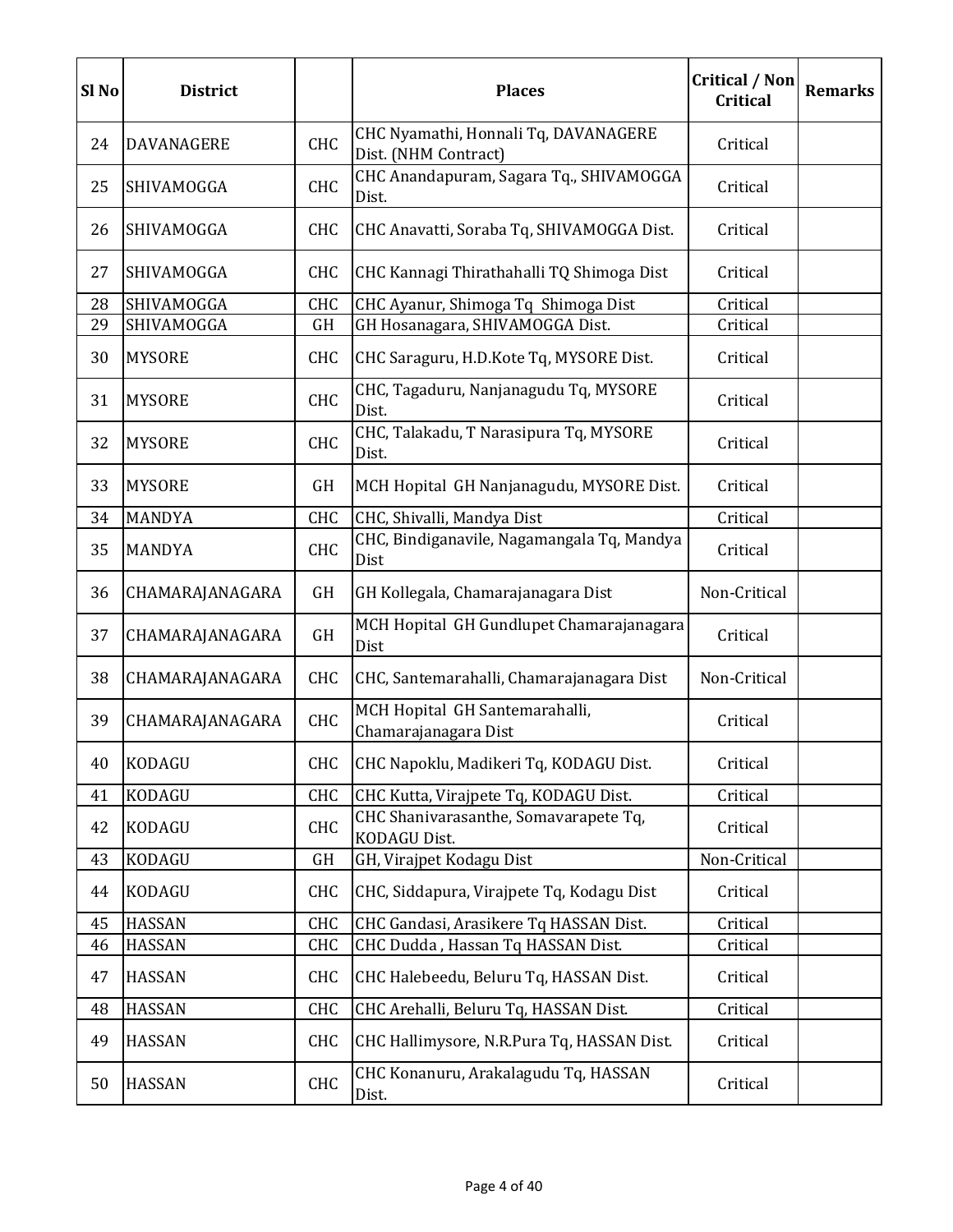| Sl No | District | | Places | Critical / Non Critical | Remarks |
|---|---|---|---|---|---|
| 24 | DAVANAGERE | CHC | CHC Nyamathi, Honnali Tq, DAVANAGERE Dist. (NHM Contract) | Critical | |
| 25 | SHIVAMOGGA | CHC | CHC Anandapuram, Sagara Tq., SHIVAMOGGA Dist. | Critical | |
| 26 | SHIVAMOGGA | CHC | CHC Anavatti, Soraba Tq, SHIVAMOGGA Dist. | Critical | |
| 27 | SHIVAMOGGA | CHC | CHC Kannagi Thirathahalli TQ Shimoga Dist | Critical | |
| 28 | SHIVAMOGGA | CHC | CHC Ayanur, Shimoga Tq Shimoga Dist | Critical | |
| 29 | SHIVAMOGGA | GH | GH Hosanagara, SHIVAMOGGA Dist. | Critical | |
| 30 | MYSORE | CHC | CHC Saraguru, H.D.Kote Tq, MYSORE Dist. | Critical | |
| 31 | MYSORE | CHC | CHC, Tagaduru, Nanjanagudu Tq, MYSORE Dist. | Critical | |
| 32 | MYSORE | CHC | CHC, Talakadu, T Narasipura Tq, MYSORE Dist. | Critical | |
| 33 | MYSORE | GH | MCH Hopital GH Nanjanagudu, MYSORE Dist. | Critical | |
| 34 | MANDYA | CHC | CHC, Shivalli, Mandya Dist | Critical | |
| 35 | MANDYA | CHC | CHC, Bindiganavile, Nagamangala Tq, Mandya Dist | Critical | |
| 36 | CHAMARAJANAGARA | GH | GH Kollegala, Chamarajanagara Dist | Non-Critical | |
| 37 | CHAMARAJANAGARA | GH | MCH Hopital GH Gundlupet Chamarajanagara Dist | Critical | |
| 38 | CHAMARAJANAGARA | CHC | CHC, Santemarahalli, Chamarajanagara Dist | Non-Critical | |
| 39 | CHAMARAJANAGARA | CHC | MCH Hopital GH Santemarahalli, Chamarajanagara Dist | Critical | |
| 40 | KODAGU | CHC | CHC Napoklu, Madikeri Tq, KODAGU Dist. | Critical | |
| 41 | KODAGU | CHC | CHC Kutta, Virajpete Tq, KODAGU Dist. | Critical | |
| 42 | KODAGU | CHC | CHC Shanivarasanthe, Somavarapete Tq, KODAGU Dist. | Critical | |
| 43 | KODAGU | GH | GH, Virajpet Kodagu Dist | Non-Critical | |
| 44 | KODAGU | CHC | CHC, Siddapura, Virajpete Tq, Kodagu Dist | Critical | |
| 45 | HASSAN | CHC | CHC Gandasi, Arasikere Tq HASSAN Dist. | Critical | |
| 46 | HASSAN | CHC | CHC Dudda , Hassan Tq HASSAN Dist. | Critical | |
| 47 | HASSAN | CHC | CHC Halebeedu, Beluru Tq, HASSAN Dist. | Critical | |
| 48 | HASSAN | CHC | CHC Arehalli, Beluru Tq, HASSAN Dist. | Critical | |
| 49 | HASSAN | CHC | CHC Hallimysore, N.R.Pura Tq, HASSAN Dist. | Critical | |
| 50 | HASSAN | CHC | CHC Konanuru, Arakalagudu Tq, HASSAN Dist. | Critical | |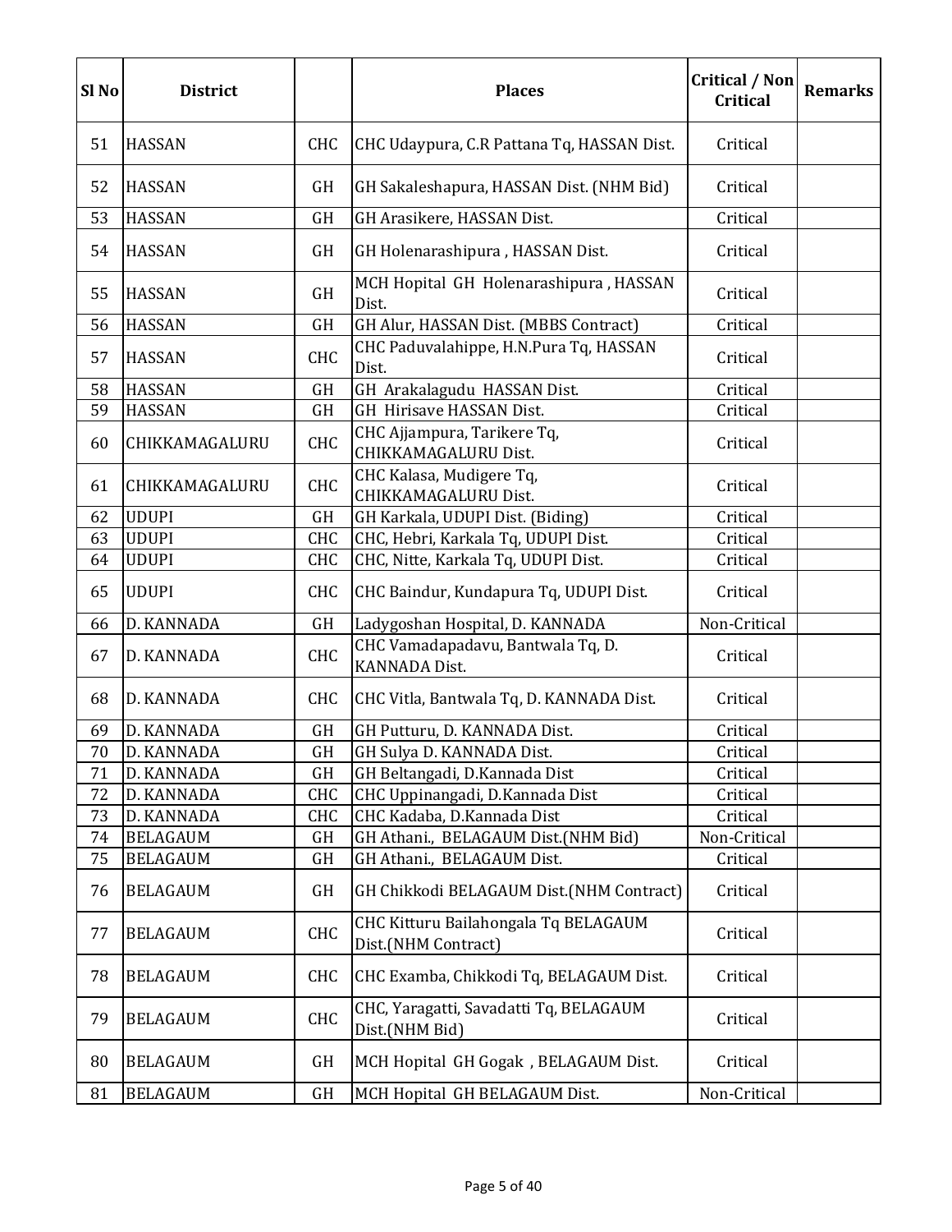| Sl No | District | | Places | Critical / Non Critical | Remarks |
|---|---|---|---|---|---|
| 51 | HASSAN | CHC | CHC Udaypura, C.R Pattana Tq, HASSAN Dist. | Critical | |
| 52 | HASSAN | GH | GH Sakaleshapura, HASSAN Dist. (NHM Bid) | Critical | |
| 53 | HASSAN | GH | GH Arasikere, HASSAN Dist. | Critical | |
| 54 | HASSAN | GH | GH Holenarashipura , HASSAN Dist. | Critical | |
| 55 | HASSAN | GH | MCH Hopital GH Holenarashipura , HASSAN Dist. | Critical | |
| 56 | HASSAN | GH | GH Alur, HASSAN Dist. (MBBS Contract) | Critical | |
| 57 | HASSAN | CHC | CHC Paduvalahippe, H.N.Pura Tq, HASSAN Dist. | Critical | |
| 58 | HASSAN | GH | GH Arakalagudu HASSAN Dist. | Critical | |
| 59 | HASSAN | GH | GH Hirisave HASSAN Dist. | Critical | |
| 60 | CHIKKAMAGALURU | CHC | CHC Ajjampura, Tarikere Tq, CHIKKAMAGALURU Dist. | Critical | |
| 61 | CHIKKAMAGALURU | CHC | CHC Kalasa, Mudigere Tq, CHIKKAMAGALURU Dist. | Critical | |
| 62 | UDUPI | GH | GH Karkala, UDUPI Dist. (Biding) | Critical | |
| 63 | UDUPI | CHC | CHC, Hebri, Karkala Tq, UDUPI Dist. | Critical | |
| 64 | UDUPI | CHC | CHC, Nitte, Karkala Tq, UDUPI Dist. | Critical | |
| 65 | UDUPI | CHC | CHC Baindur, Kundapura Tq, UDUPI Dist. | Critical | |
| 66 | D. KANNADA | GH | Ladygoshan Hospital, D. KANNADA | Non-Critical | |
| 67 | D. KANNADA | CHC | CHC Vamadapadavu, Bantwala Tq, D. KANNADA Dist. | Critical | |
| 68 | D. KANNADA | CHC | CHC Vitla, Bantwala Tq, D. KANNADA Dist. | Critical | |
| 69 | D. KANNADA | GH | GH Putturu, D. KANNADA Dist. | Critical | |
| 70 | D. KANNADA | GH | GH Sulya D. KANNADA Dist. | Critical | |
| 71 | D. KANNADA | GH | GH Beltangadi, D.Kannada Dist | Critical | |
| 72 | D. KANNADA | CHC | CHC Uppinangadi, D.Kannada Dist | Critical | |
| 73 | D. KANNADA | CHC | CHC Kadaba, D.Kannada Dist | Critical | |
| 74 | BELAGAUM | GH | GH Athani., BELAGAUM Dist.(NHM Bid) | Non-Critical | |
| 75 | BELAGAUM | GH | GH Athani., BELAGAUM Dist. | Critical | |
| 76 | BELAGAUM | GH | GH Chikkodi BELAGAUM Dist.(NHM Contract) | Critical | |
| 77 | BELAGAUM | CHC | CHC Kitturu Bailahongala Tq BELAGAUM Dist.(NHM Contract) | Critical | |
| 78 | BELAGAUM | CHC | CHC Examba, Chikkodi Tq, BELAGAUM Dist. | Critical | |
| 79 | BELAGAUM | CHC | CHC, Yaragatti, Savadatti Tq, BELAGAUM Dist.(NHM Bid) | Critical | |
| 80 | BELAGAUM | GH | MCH Hopital GH Gogak , BELAGAUM Dist. | Critical | |
| 81 | BELAGAUM | GH | MCH Hopital GH BELAGAUM Dist. | Non-Critical | |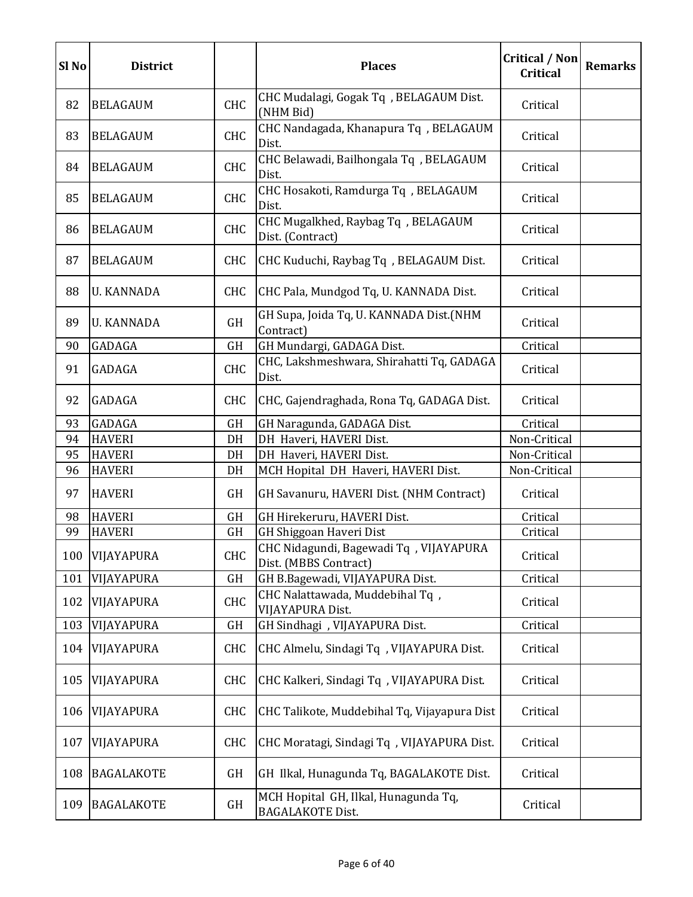| Sl No | District | | Places | Critical / Non Critical | Remarks |
|---|---|---|---|---|---|
| 82 | BELAGAUM | CHC | CHC Mudalagi, Gogak Tq , BELAGAUM Dist. (NHM Bid) | Critical | |
| 83 | BELAGAUM | CHC | CHC Nandagada, Khanapura Tq , BELAGAUM Dist. | Critical | |
| 84 | BELAGAUM | CHC | CHC Belawadi, Bailhongala Tq , BELAGAUM Dist. | Critical | |
| 85 | BELAGAUM | CHC | CHC Hosakoti, Ramdurga Tq , BELAGAUM Dist. | Critical | |
| 86 | BELAGAUM | CHC | CHC Mugalkhed, Raybag Tq , BELAGAUM Dist. (Contract) | Critical | |
| 87 | BELAGAUM | CHC | CHC Kuduchi, Raybag Tq , BELAGAUM Dist. | Critical | |
| 88 | U. KANNADA | CHC | CHC Pala, Mundgod Tq, U. KANNADA Dist. | Critical | |
| 89 | U. KANNADA | GH | GH Supa, Joida Tq, U. KANNADA Dist.(NHM Contract) | Critical | |
| 90 | GADAGA | GH | GH Mundargi, GADAGA Dist. | Critical | |
| 91 | GADAGA | CHC | CHC, Lakshmeshwara, Shirahatti Tq, GADAGA Dist. | Critical | |
| 92 | GADAGA | CHC | CHC, Gajendraghada, Rona Tq, GADAGA Dist. | Critical | |
| 93 | GADAGA | GH | GH Naragunda, GADAGA Dist. | Critical | |
| 94 | HAVERI | DH | DH Haveri, HAVERI Dist. | Non-Critical | |
| 95 | HAVERI | DH | DH Haveri, HAVERI Dist. | Non-Critical | |
| 96 | HAVERI | DH | MCH Hopital DH Haveri, HAVERI Dist. | Non-Critical | |
| 97 | HAVERI | GH | GH Savanuru, HAVERI Dist. (NHM Contract) | Critical | |
| 98 | HAVERI | GH | GH Hirekeruru, HAVERI Dist. | Critical | |
| 99 | HAVERI | GH | GH Shiggoan Haveri Dist | Critical | |
| 100 | VIJAYAPURA | CHC | CHC Nidagundi, Bagewadi Tq , VIJAYAPURA Dist. (MBBS Contract) | Critical | |
| 101 | VIJAYAPURA | GH | GH B.Bagewadi, VIJAYAPURA Dist. | Critical | |
| 102 | VIJAYAPURA | CHC | CHC Nalattawada, Muddebihal Tq , VIJAYAPURA Dist. | Critical | |
| 103 | VIJAYAPURA | GH | GH Sindhagi , VIJAYAPURA Dist. | Critical | |
| 104 | VIJAYAPURA | CHC | CHC Almelu, Sindagi Tq , VIJAYAPURA Dist. | Critical | |
| 105 | VIJAYAPURA | CHC | CHC Kalkeri, Sindagi Tq , VIJAYAPURA Dist. | Critical | |
| 106 | VIJAYAPURA | CHC | CHC Talikote, Muddebihal Tq, Vijayapura Dist | Critical | |
| 107 | VIJAYAPURA | CHC | CHC Moratagi, Sindagi Tq , VIJAYAPURA Dist. | Critical | |
| 108 | BAGALAKOTE | GH | GH Ilkal, Hunagunda Tq, BAGALAKOTE Dist. | Critical | |
| 109 | BAGALAKOTE | GH | MCH Hopital GH, Ilkal, Hunagunda Tq, BAGALAKOTE Dist. | Critical | |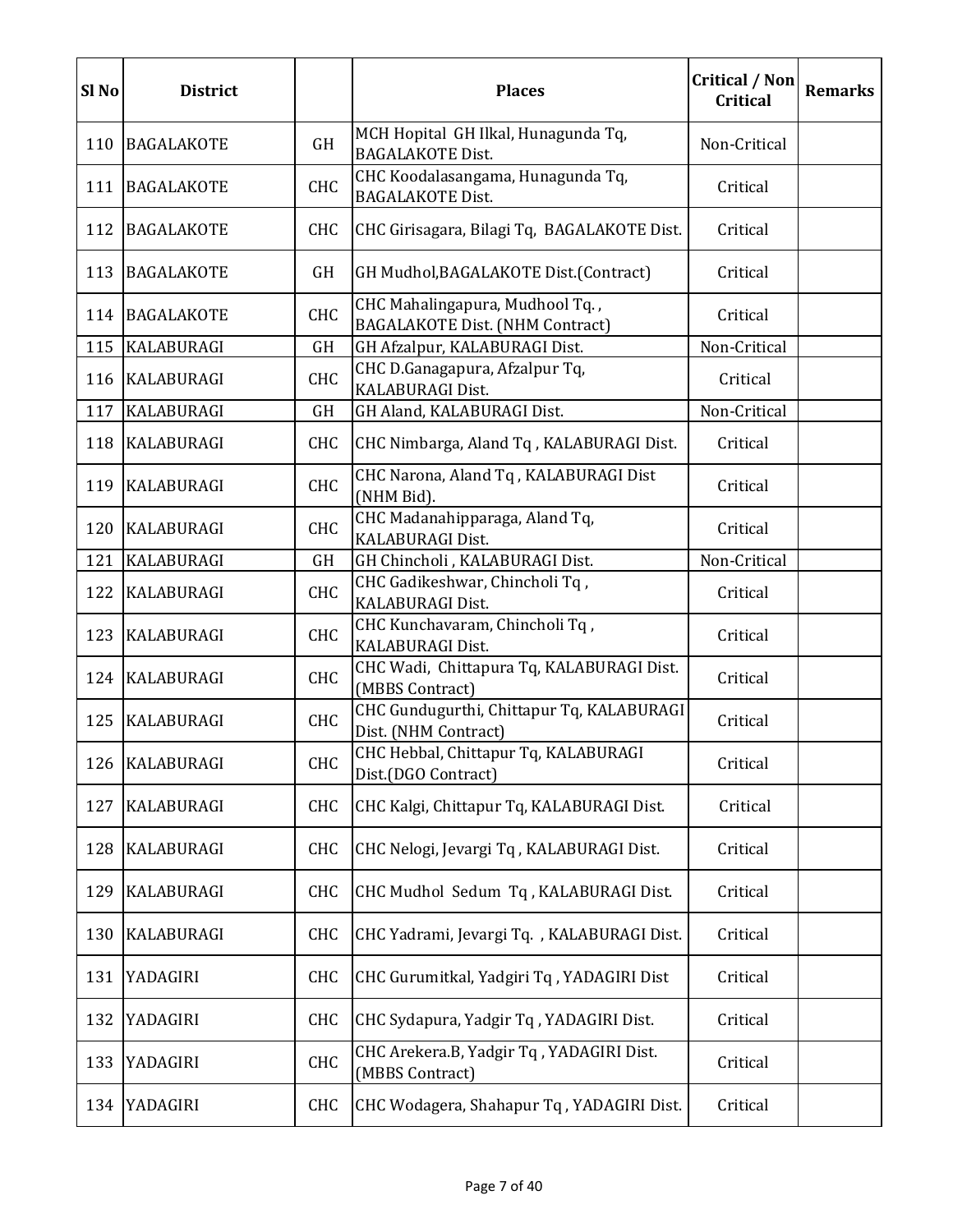| Sl No | District | | Places | Critical / Non Critical | Remarks |
|---|---|---|---|---|---|
| 110 | BAGALAKOTE | GH | MCH Hopital GH Ilkal, Hunagunda Tq, BAGALAKOTE Dist. | Non-Critical | |
| 111 | BAGALAKOTE | CHC | CHC Koodalasangama, Hunagunda Tq, BAGALAKOTE Dist. | Critical | |
| 112 | BAGALAKOTE | CHC | CHC Girisagara, Bilagi Tq, BAGALAKOTE Dist. | Critical | |
| 113 | BAGALAKOTE | GH | GH Mudhol,BAGALAKOTE Dist.(Contract) | Critical | |
| 114 | BAGALAKOTE | CHC | CHC Mahalingapura, Mudhool Tq. , BAGALAKOTE Dist. (NHM Contract) | Critical | |
| 115 | KALABURAGI | GH | GH Afzalpur, KALABURAGI Dist. | Non-Critical | |
| 116 | KALABURAGI | CHC | CHC D.Ganagapura, Afzalpur Tq, KALABURAGI Dist. | Critical | |
| 117 | KALABURAGI | GH | GH Aland, KALABURAGI Dist. | Non-Critical | |
| 118 | KALABURAGI | CHC | CHC Nimbarga, Aland Tq , KALABURAGI Dist. | Critical | |
| 119 | KALABURAGI | CHC | CHC Narona, Aland Tq , KALABURAGI Dist (NHM Bid). | Critical | |
| 120 | KALABURAGI | CHC | CHC Madanahipparaga, Aland Tq, KALABURAGI Dist. | Critical | |
| 121 | KALABURAGI | GH | GH Chincholi , KALABURAGI Dist. | Non-Critical | |
| 122 | KALABURAGI | CHC | CHC Gadikeshwar, Chincholi Tq , KALABURAGI Dist. | Critical | |
| 123 | KALABURAGI | CHC | CHC Kunchavaram, Chincholi Tq , KALABURAGI Dist. | Critical | |
| 124 | KALABURAGI | CHC | CHC Wadi, Chittapura Tq, KALABURAGI Dist. (MBBS Contract) | Critical | |
| 125 | KALABURAGI | CHC | CHC Gundugurthi, Chittapur Tq, KALABURAGI Dist. (NHM Contract) | Critical | |
| 126 | KALABURAGI | CHC | CHC Hebbal, Chittapur Tq, KALABURAGI Dist.(DGO Contract) | Critical | |
| 127 | KALABURAGI | CHC | CHC Kalgi, Chittapur Tq, KALABURAGI Dist. | Critical | |
| 128 | KALABURAGI | CHC | CHC Nelogi, Jevargi Tq , KALABURAGI Dist. | Critical | |
| 129 | KALABURAGI | CHC | CHC Mudhol Sedum Tq , KALABURAGI Dist. | Critical | |
| 130 | KALABURAGI | CHC | CHC Yadrami, Jevargi Tq. , KALABURAGI Dist. | Critical | |
| 131 | YADAGIRI | CHC | CHC Gurumitkal, Yadgiri Tq , YADAGIRI Dist | Critical | |
| 132 | YADAGIRI | CHC | CHC Sydapura, Yadgir Tq , YADAGIRI Dist. | Critical | |
| 133 | YADAGIRI | CHC | CHC Arekera.B, Yadgir Tq , YADAGIRI Dist. (MBBS Contract) | Critical | |
| 134 | YADAGIRI | CHC | CHC Wodagera, Shahapur Tq , YADAGIRI Dist. | Critical | |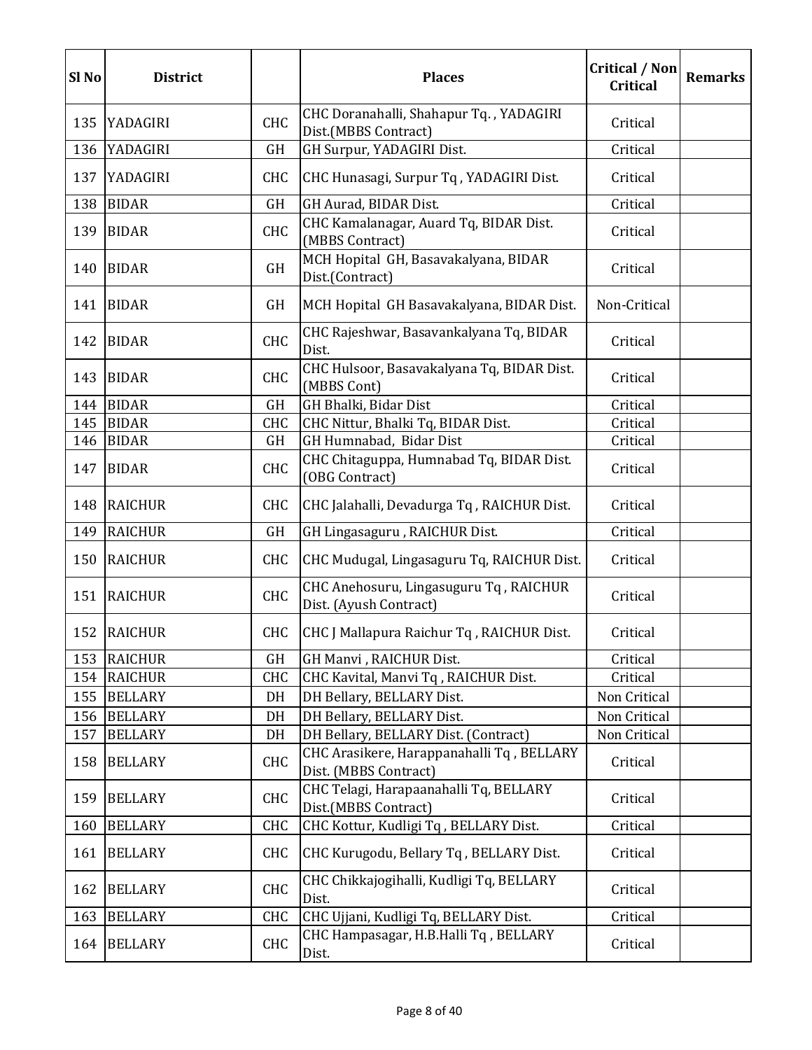| Sl No | District | | Places | Critical / Non Critical | Remarks |
|---|---|---|---|---|---|
| 135 | YADAGIRI | CHC | CHC Doranahalli, Shahapur Tq. , YADAGIRI Dist.(MBBS Contract) | Critical | |
| 136 | YADAGIRI | GH | GH Surpur, YADAGIRI Dist. | Critical | |
| 137 | YADAGIRI | CHC | CHC Hunasagi, Surpur Tq , YADAGIRI Dist. | Critical | |
| 138 | BIDAR | GH | GH Aurad, BIDAR Dist. | Critical | |
| 139 | BIDAR | CHC | CHC Kamalanagar, Auard Tq, BIDAR Dist. (MBBS Contract) | Critical | |
| 140 | BIDAR | GH | MCH Hopital GH, Basavakalyana, BIDAR Dist.(Contract) | Critical | |
| 141 | BIDAR | GH | MCH Hopital GH Basavakalyana, BIDAR Dist. | Non-Critical | |
| 142 | BIDAR | CHC | CHC Rajeshwar, Basavankalyana Tq, BIDAR Dist. | Critical | |
| 143 | BIDAR | CHC | CHC Hulsoor, Basavakalyana Tq, BIDAR Dist. (MBBS Cont) | Critical | |
| 144 | BIDAR | GH | GH Bhalki, Bidar Dist | Critical | |
| 145 | BIDAR | CHC | CHC Nittur, Bhalki Tq, BIDAR Dist. | Critical | |
| 146 | BIDAR | GH | GH Humnabad, Bidar Dist | Critical | |
| 147 | BIDAR | CHC | CHC Chitaguppa, Humnabad Tq, BIDAR Dist. (OBG Contract) | Critical | |
| 148 | RAICHUR | CHC | CHC Jalahalli, Devadurga Tq , RAICHUR Dist. | Critical | |
| 149 | RAICHUR | GH | GH Lingasaguru , RAICHUR Dist. | Critical | |
| 150 | RAICHUR | CHC | CHC Mudugal, Lingasaguru Tq, RAICHUR Dist. | Critical | |
| 151 | RAICHUR | CHC | CHC Anehosuru, Lingasuguru Tq , RAICHUR Dist. (Ayush Contract) | Critical | |
| 152 | RAICHUR | CHC | CHC J Mallapura Raichur Tq , RAICHUR Dist. | Critical | |
| 153 | RAICHUR | GH | GH Manvi , RAICHUR Dist. | Critical | |
| 154 | RAICHUR | CHC | CHC Kavital, Manvi Tq , RAICHUR Dist. | Critical | |
| 155 | BELLARY | DH | DH Bellary, BELLARY Dist. | Non Critical | |
| 156 | BELLARY | DH | DH Bellary, BELLARY Dist. | Non Critical | |
| 157 | BELLARY | DH | DH Bellary, BELLARY Dist. (Contract) | Non Critical | |
| 158 | BELLARY | CHC | CHC Arasikere, Harappanahalli Tq , BELLARY Dist. (MBBS Contract) | Critical | |
| 159 | BELLARY | CHC | CHC Telagi, Harapaanahalli Tq, BELLARY Dist.(MBBS Contract) | Critical | |
| 160 | BELLARY | CHC | CHC Kottur, Kudligi Tq , BELLARY Dist. | Critical | |
| 161 | BELLARY | CHC | CHC Kurugodu, Bellary Tq , BELLARY Dist. | Critical | |
| 162 | BELLARY | CHC | CHC Chikkajogihalli, Kudligi Tq, BELLARY Dist. | Critical | |
| 163 | BELLARY | CHC | CHC Ujjani, Kudligi Tq, BELLARY Dist. | Critical | |
| 164 | BELLARY | CHC | CHC Hampasagar, H.B.Halli Tq , BELLARY Dist. | Critical | |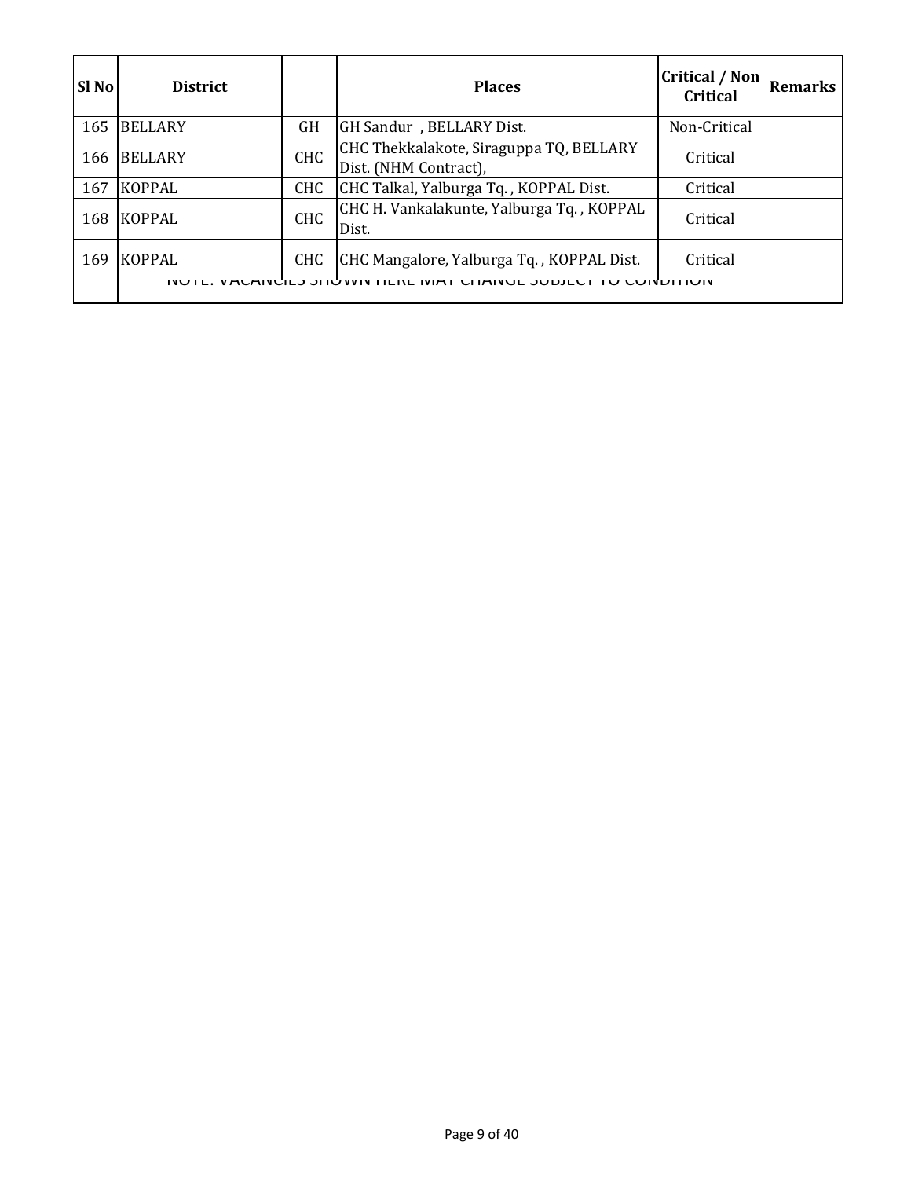| Sl No | District | | Places | Critical / Non Critical | Remarks |
|---|---|---|---|---|---|
| 165 | BELLARY | GH | GH Sandur , BELLARY Dist. | Non-Critical | |
| 166 | BELLARY | CHC | CHC Thekkalakote, Siraguppa TQ, BELLARY Dist. (NHM Contract), | Critical | |
| 167 | KOPPAL | CHC | CHC Talkal, Yalburga Tq. , KOPPAL Dist. | Critical | |
| 168 | KOPPAL | CHC | CHC H. Vankalakunte, Yalburga Tq. , KOPPAL Dist. | Critical | |
| 169 | KOPPAL | CHC | CHC Mangalore, Yalburga Tq. , KOPPAL Dist. | Critical | |
| | NOTE: VACANCIES SHOWN HERE MAY CHANGE SUBJECT TO CONDITION | | | | |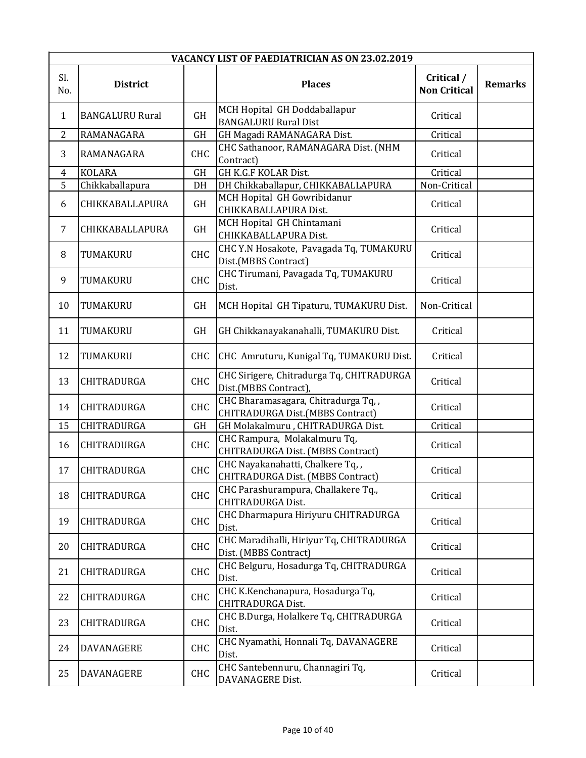| VACANCY LIST OF PAEDIATRICIAN AS ON 23.02.2019 | | | | | |
|---|---|---|---|---|---|
| Sl. No. | District | | Places | Critical / Non Critical | Remarks |
| 1 | BANGALURU Rural | GH | MCH Hopital GH Doddaballapur BANGALURU Rural Dist | Critical | |
| 2 | RAMANAGARA | GH | GH Magadi RAMANAGARA Dist. | Critical | |
| 3 | RAMANAGARA | CHC | CHC Sathanoor, RAMANAGARA Dist. (NHM Contract) | Critical | |
| 4 | KOLARA | GH | GH K.G.F KOLAR Dist. | Critical | |
| 5 | Chikkaballapura | DH | DH Chikkaballapur, CHIKKABALLAPURA | Non-Critical | |
| 6 | CHIKKABALLAPURA | GH | MCH Hopital GH Gowribidanur CHIKKABALLAPURA Dist. | Critical | |
| 7 | CHIKKABALLAPURA | GH | MCH Hopital GH Chintamani CHIKKABALLAPURA Dist. | Critical | |
| 8 | TUMAKURU | CHC | CHC Y.N Hosakote, Pavagada Tq, TUMAKURU Dist.(MBBS Contract) | Critical | |
| 9 | TUMAKURU | CHC | CHC Tirumani, Pavagada Tq, TUMAKURU Dist. | Critical | |
| 10 | TUMAKURU | GH | MCH Hopital GH Tipaturu, TUMAKURU Dist. | Non-Critical | |
| 11 | TUMAKURU | GH | GH Chikkanayakanahalli, TUMAKURU Dist. | Critical | |
| 12 | TUMAKURU | CHC | CHC Amruturu, Kunigal Tq, TUMAKURU Dist. | Critical | |
| 13 | CHITRADURGA | CHC | CHC Sirigere, Chitradurga Tq, CHITRADURGA Dist.(MBBS Contract), | Critical | |
| 14 | CHITRADURGA | CHC | CHC Bharamasagara, Chitradurga Tq, , CHITRADURGA Dist.(MBBS Contract) | Critical | |
| 15 | CHITRADURGA | GH | GH Molakalmuru , CHITRADURGA Dist. | Critical | |
| 16 | CHITRADURGA | CHC | CHC Rampura, Molakalmuru Tq, CHITRADURGA Dist. (MBBS Contract) | Critical | |
| 17 | CHITRADURGA | CHC | CHC Nayakanahatti, Chalkere Tq, , CHITRADURGA Dist. (MBBS Contract) | Critical | |
| 18 | CHITRADURGA | CHC | CHC Parashurampura, Challakere Tq., CHITRADURGA Dist. | Critical | |
| 19 | CHITRADURGA | CHC | CHC Dharmapura Hiriyuru CHITRADURGA Dist. | Critical | |
| 20 | CHITRADURGA | CHC | CHC Maradihalli, Hiriyur Tq, CHITRADURGA Dist. (MBBS Contract) | Critical | |
| 21 | CHITRADURGA | CHC | CHC Belguru, Hosadurga Tq, CHITRADURGA Dist. | Critical | |
| 22 | CHITRADURGA | CHC | CHC K.Kenchanapura, Hosadurga Tq, CHITRADURGA Dist. | Critical | |
| 23 | CHITRADURGA | CHC | CHC B.Durga, Holalkere Tq, CHITRADURGA Dist. | Critical | |
| 24 | DAVANAGERE | CHC | CHC Nyamathi, Honnali Tq, DAVANAGERE Dist. | Critical | |
| 25 | DAVANAGERE | CHC | CHC Santebennuru, Channagiri Tq, DAVANAGERE Dist. | Critical | |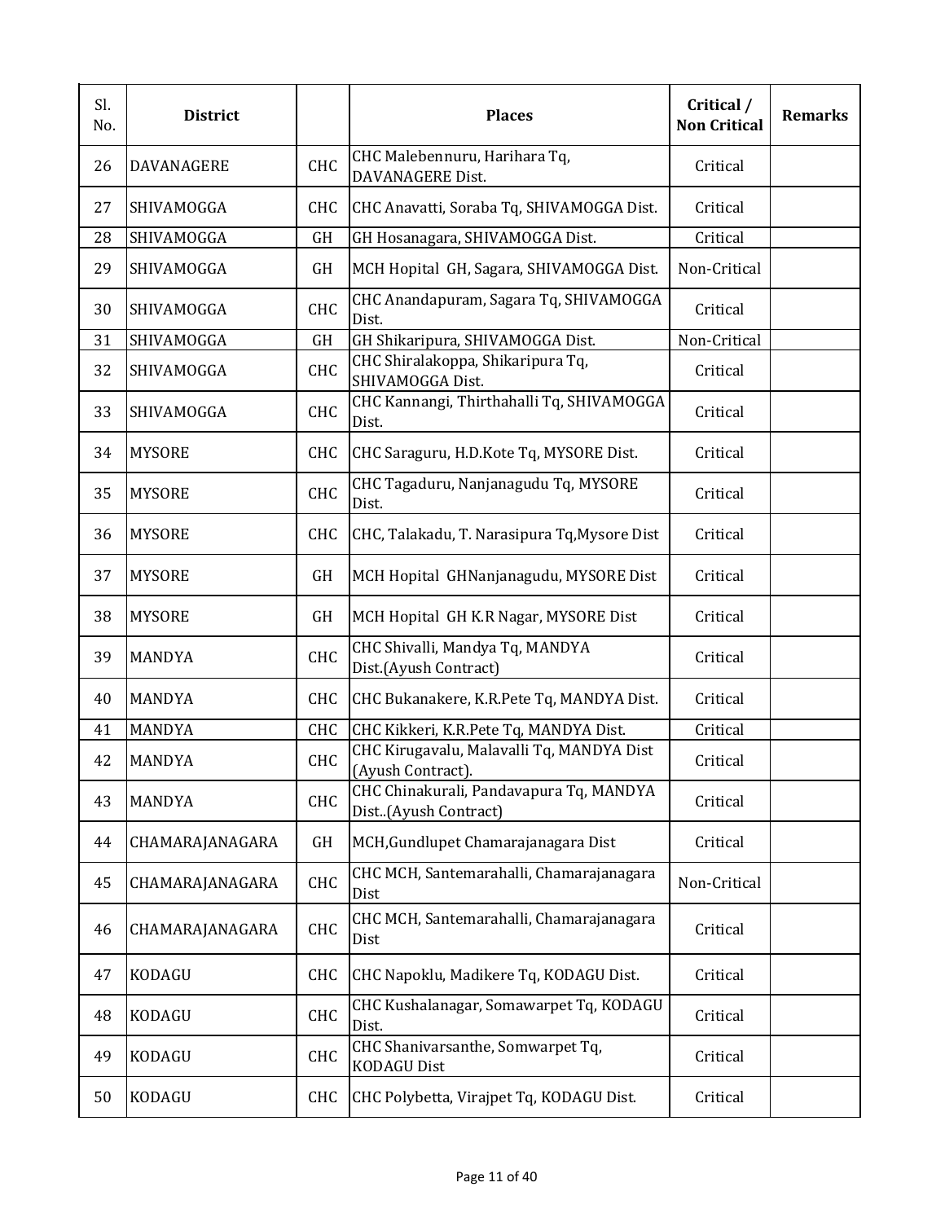| Sl. No. | District | | Places | Critical / Non Critical | Remarks |
|---|---|---|---|---|---|
| 26 | DAVANAGERE | CHC | CHC Malebennuru, Harihara Tq, DAVANAGERE Dist. | Critical | |
| 27 | SHIVAMOGGA | CHC | CHC Anavatti, Soraba Tq, SHIVAMOGGA Dist. | Critical | |
| 28 | SHIVAMOGGA | GH | GH Hosanagara, SHIVAMOGGA Dist. | Critical | |
| 29 | SHIVAMOGGA | GH | MCH Hopital GH, Sagara, SHIVAMOGGA Dist. | Non-Critical | |
| 30 | SHIVAMOGGA | CHC | CHC Anandapuram, Sagara Tq, SHIVAMOGGA Dist. | Critical | |
| 31 | SHIVAMOGGA | GH | GH Shikaripura, SHIVAMOGGA Dist. | Non-Critical | |
| 32 | SHIVAMOGGA | CHC | CHC Shiralakoppa, Shikaripura Tq, SHIVAMOGGA Dist. | Critical | |
| 33 | SHIVAMOGGA | CHC | CHC Kannangi, Thirthahalli Tq, SHIVAMOGGA Dist. | Critical | |
| 34 | MYSORE | CHC | CHC Saraguru, H.D.Kote Tq, MYSORE Dist. | Critical | |
| 35 | MYSORE | CHC | CHC Tagaduru, Nanjanagudu Tq, MYSORE Dist. | Critical | |
| 36 | MYSORE | CHC | CHC, Talakadu, T. Narasipura Tq,Mysore Dist | Critical | |
| 37 | MYSORE | GH | MCH Hopital GHNanjanagudu, MYSORE Dist | Critical | |
| 38 | MYSORE | GH | MCH Hopital GH K.R Nagar, MYSORE Dist | Critical | |
| 39 | MANDYA | CHC | CHC Shivalli, Mandya Tq, MANDYA Dist.(Ayush Contract) | Critical | |
| 40 | MANDYA | CHC | CHC Bukanakere, K.R.Pete Tq, MANDYA Dist. | Critical | |
| 41 | MANDYA | CHC | CHC Kikkeri, K.R.Pete Tq, MANDYA Dist. | Critical | |
| 42 | MANDYA | CHC | CHC Kirugavalu, Malavalli Tq, MANDYA Dist (Ayush Contract). | Critical | |
| 43 | MANDYA | CHC | CHC Chinakurali, Pandavapura Tq, MANDYA Dist..(Ayush Contract) | Critical | |
| 44 | CHAMARAJANAGARA | GH | MCH,Gundlupet Chamarajanagara Dist | Critical | |
| 45 | CHAMARAJANAGARA | CHC | CHC MCH, Santemarahalli, Chamarajanagara Dist | Non-Critical | |
| 46 | CHAMARAJANAGARA | CHC | CHC MCH, Santemarahalli, Chamarajanagara Dist | Critical | |
| 47 | KODAGU | CHC | CHC Napoklu, Madikere Tq, KODAGU Dist. | Critical | |
| 48 | KODAGU | CHC | CHC Kushalanagar, Somawarpet Tq, KODAGU Dist. | Critical | |
| 49 | KODAGU | CHC | CHC Shanivarsanthe, Somwarpet Tq, KODAGU Dist | Critical | |
| 50 | KODAGU | CHC | CHC Polybetta, Virajpet Tq, KODAGU Dist. | Critical | |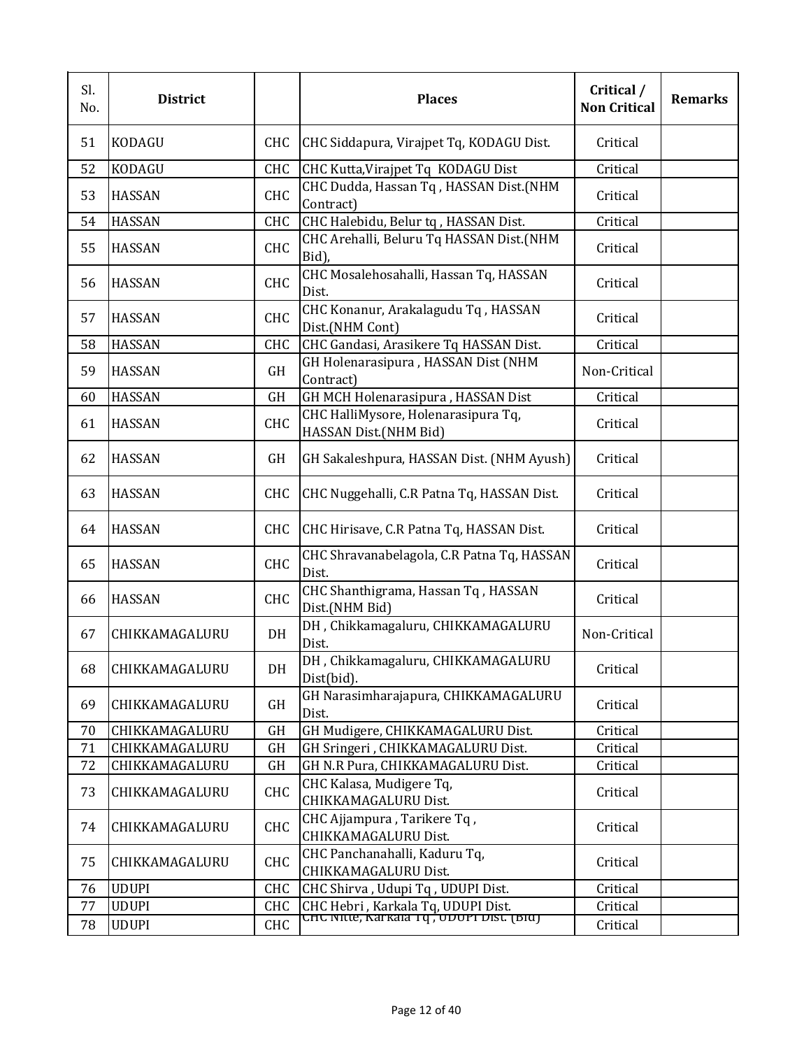| Sl. No. | District | | Places | Critical / Non Critical | Remarks |
|---|---|---|---|---|---|
| 51 | KODAGU | CHC | CHC Siddapura, Virajpet Tq, KODAGU Dist. | Critical | |
| 52 | KODAGU | CHC | CHC Kutta,Virajpet Tq KODAGU Dist | Critical | |
| 53 | HASSAN | CHC | CHC Dudda, Hassan Tq , HASSAN Dist.(NHM Contract) | Critical | |
| 54 | HASSAN | CHC | CHC Halebidu, Belur tq , HASSAN Dist. | Critical | |
| 55 | HASSAN | CHC | CHC Arehalli, Beluru Tq HASSAN Dist.(NHM Bid), | Critical | |
| 56 | HASSAN | CHC | CHC Mosalehosahalli, Hassan Tq, HASSAN Dist. | Critical | |
| 57 | HASSAN | CHC | CHC Konanur, Arakalagudu Tq , HASSAN Dist.(NHM Cont) | Critical | |
| 58 | HASSAN | CHC | CHC Gandasi, Arasikere Tq HASSAN Dist. | Critical | |
| 59 | HASSAN | GH | GH Holenarasipura , HASSAN Dist (NHM Contract) | Non-Critical | |
| 60 | HASSAN | GH | GH MCH Holenarasipura , HASSAN Dist | Critical | |
| 61 | HASSAN | CHC | CHC HalliMysore, Holenarasipura Tq, HASSAN Dist.(NHM Bid) | Critical | |
| 62 | HASSAN | GH | GH Sakaleshpura, HASSAN Dist. (NHM Ayush) | Critical | |
| 63 | HASSAN | CHC | CHC Nuggehalli, C.R Patna Tq, HASSAN Dist. | Critical | |
| 64 | HASSAN | CHC | CHC Hirisave, C.R Patna Tq, HASSAN Dist. | Critical | |
| 65 | HASSAN | CHC | CHC Shravanabelagola, C.R Patna Tq, HASSAN Dist. | Critical | |
| 66 | HASSAN | CHC | CHC Shanthigrama, Hassan Tq , HASSAN Dist.(NHM Bid) | Critical | |
| 67 | CHIKKAMAGALURU | DH | DH , Chikkamagaluru, CHIKKAMAGALURU Dist. | Non-Critical | |
| 68 | CHIKKAMAGALURU | DH | DH , Chikkamagaluru, CHIKKAMAGALURU Dist(bid). | Critical | |
| 69 | CHIKKAMAGALURU | GH | GH Narasimharajapura, CHIKKAMAGALURU Dist. | Critical | |
| 70 | CHIKKAMAGALURU | GH | GH Mudigere, CHIKKAMAGALURU Dist. | Critical | |
| 71 | CHIKKAMAGALURU | GH | GH Sringeri , CHIKKAMAGALURU Dist. | Critical | |
| 72 | CHIKKAMAGALURU | GH | GH N.R Pura, CHIKKAMAGALURU Dist. | Critical | |
| 73 | CHIKKAMAGALURU | CHC | CHC Kalasa, Mudigere Tq, CHIKKAMAGALURU Dist. | Critical | |
| 74 | CHIKKAMAGALURU | CHC | CHC Ajjampura , Tarikere Tq , CHIKKAMAGALURU Dist. | Critical | |
| 75 | CHIKKAMAGALURU | CHC | CHC Panchanahalli, Kaduru Tq, CHIKKAMAGALURU Dist. | Critical | |
| 76 | UDUPI | CHC | CHC Shirva , Udupi Tq , UDUPI Dist. | Critical | |
| 77 | UDUPI | CHC | CHC Hebri , Karkala Tq, UDUPI Dist. | Critical | |
| 78 | UDUPI | CHC | CHC Nitte, Karkala Tq , UDUPI Dist. (Bid) | Critical | |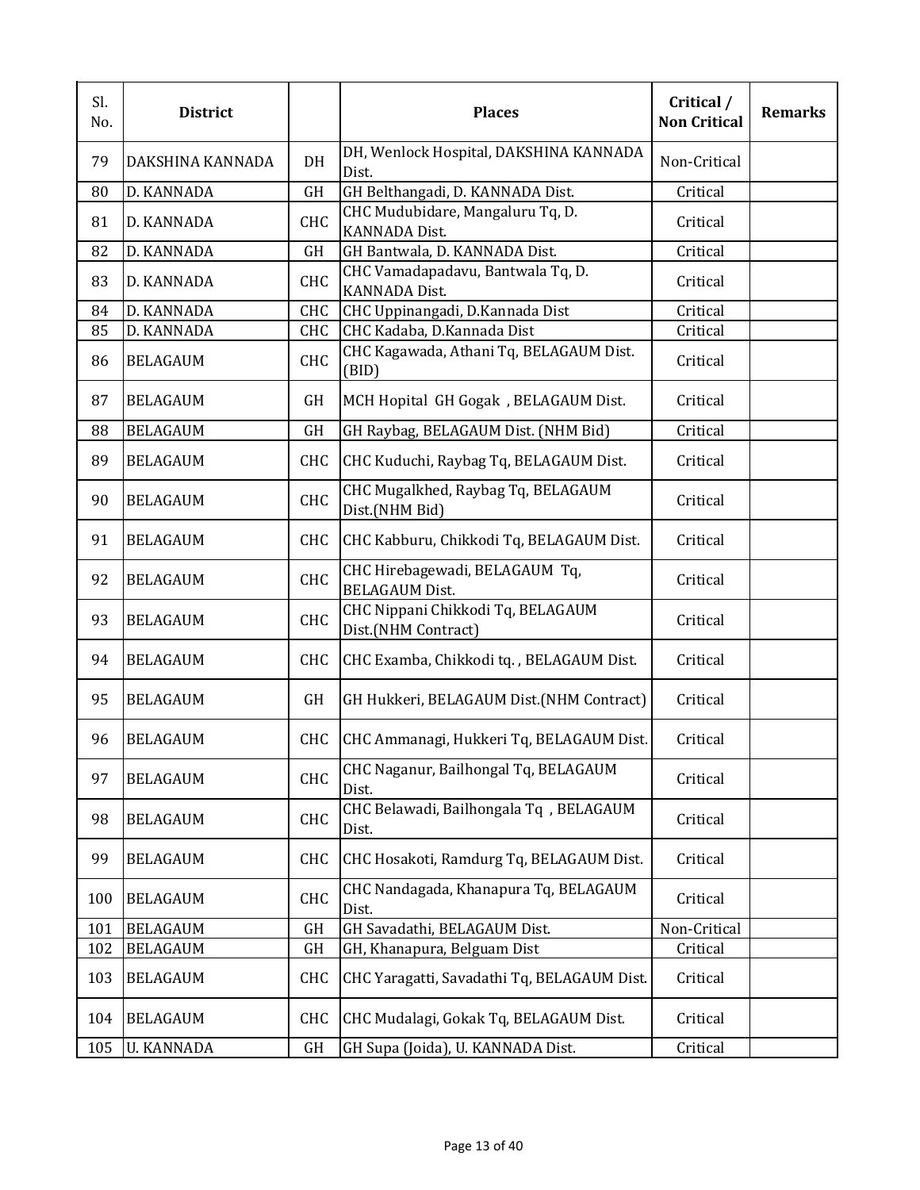| Sl. No. | District | | Places | Critical / Non Critical | Remarks |
|---|---|---|---|---|---|
| 79 | DAKSHINA KANNADA | DH | DH, Wenlock Hospital, DAKSHINA KANNADA Dist. | Non-Critical | |
| 80 | D. KANNADA | GH | GH Belthangadi, D. KANNADA Dist. | Critical | |
| 81 | D. KANNADA | CHC | CHC Mudubidare, Mangaluru Tq, D. KANNADA Dist. | Critical | |
| 82 | D. KANNADA | GH | GH Bantwala, D. KANNADA Dist. | Critical | |
| 83 | D. KANNADA | CHC | CHC Vamadapadavu, Bantwala Tq, D. KANNADA Dist. | Critical | |
| 84 | D. KANNADA | CHC | CHC Uppinangadi, D.Kannada Dist | Critical | |
| 85 | D. KANNADA | CHC | CHC Kadaba, D.Kannada Dist | Critical | |
| 86 | BELAGAUM | CHC | CHC Kagawada, Athani Tq, BELAGAUM Dist. (BID) | Critical | |
| 87 | BELAGAUM | GH | MCH Hopital GH Gogak , BELAGAUM Dist. | Critical | |
| 88 | BELAGAUM | GH | GH Raybag, BELAGAUM Dist. (NHM Bid) | Critical | |
| 89 | BELAGAUM | CHC | CHC Kuduchi, Raybag Tq, BELAGAUM Dist. | Critical | |
| 90 | BELAGAUM | CHC | CHC Mugalkhed, Raybag Tq, BELAGAUM Dist.(NHM Bid) | Critical | |
| 91 | BELAGAUM | CHC | CHC Kabburu, Chikkodi Tq, BELAGAUM Dist. | Critical | |
| 92 | BELAGAUM | CHC | CHC Hirebagewadi, BELAGAUM Tq, BELAGAUM Dist. | Critical | |
| 93 | BELAGAUM | CHC | CHC Nippani Chikkodi Tq, BELAGAUM Dist.(NHM Contract) | Critical | |
| 94 | BELAGAUM | CHC | CHC Examba, Chikkodi tq. , BELAGAUM Dist. | Critical | |
| 95 | BELAGAUM | GH | GH Hukkeri, BELAGAUM Dist.(NHM Contract) | Critical | |
| 96 | BELAGAUM | CHC | CHC Ammanagi, Hukkeri Tq, BELAGAUM Dist. | Critical | |
| 97 | BELAGAUM | CHC | CHC Naganur, Bailhongal Tq, BELAGAUM Dist. | Critical | |
| 98 | BELAGAUM | CHC | CHC Belawadi, Bailhongala Tq , BELAGAUM Dist. | Critical | |
| 99 | BELAGAUM | CHC | CHC Hosakoti, Ramdurg Tq, BELAGAUM Dist. | Critical | |
| 100 | BELAGAUM | CHC | CHC Nandagada, Khanapura Tq, BELAGAUM Dist. | Critical | |
| 101 | BELAGAUM | GH | GH Savadathi, BELAGAUM Dist. | Non-Critical | |
| 102 | BELAGAUM | GH | GH, Khanapura, Belguam Dist | Critical | |
| 103 | BELAGAUM | CHC | CHC Yaragatti, Savadathi Tq, BELAGAUM Dist. | Critical | |
| 104 | BELAGAUM | CHC | CHC Mudalagi, Gokak Tq, BELAGAUM Dist. | Critical | |
| 105 | U. KANNADA | GH | GH Supa (Joida), U. KANNADA Dist. | Critical | |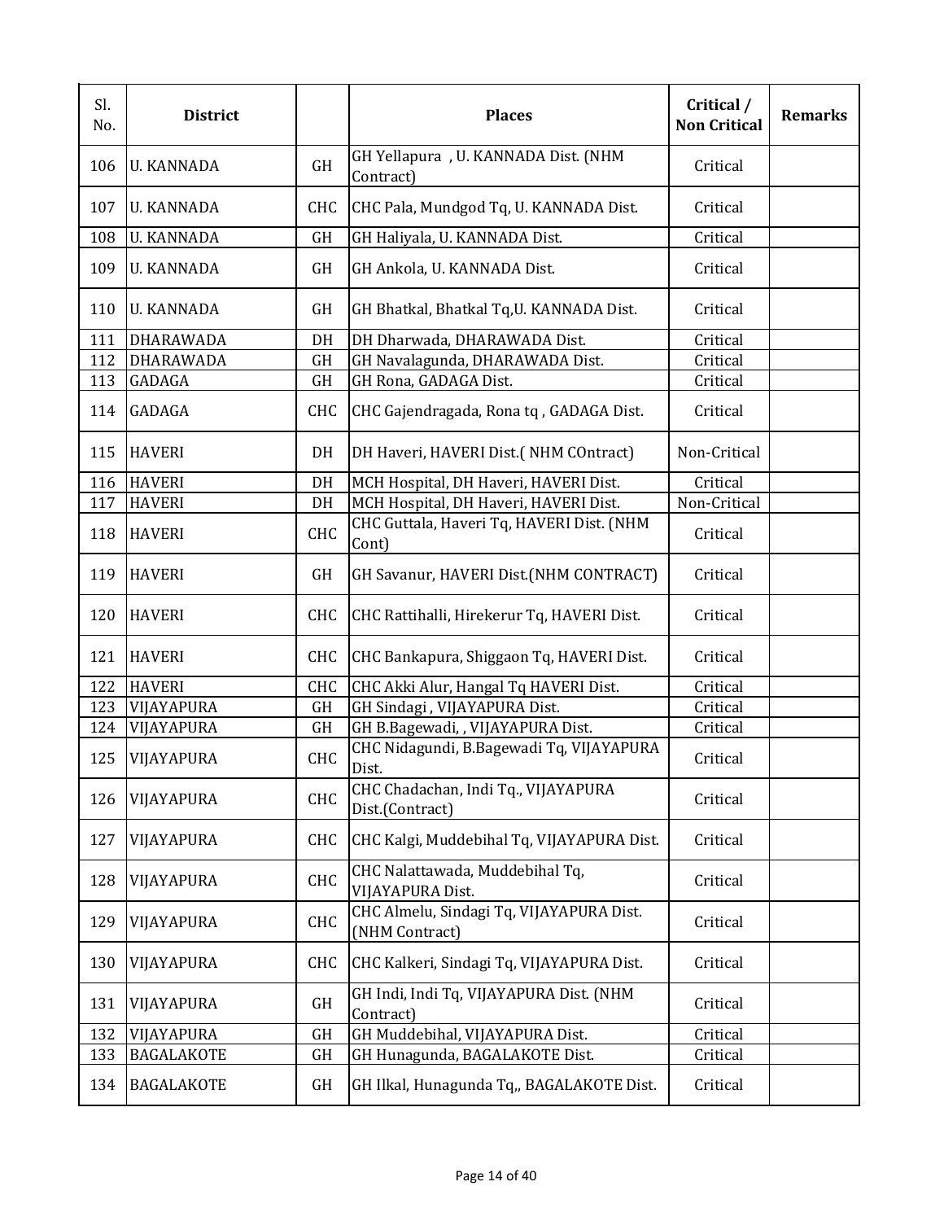| Sl. No. | District | | Places | Critical / Non Critical | Remarks |
|---|---|---|---|---|---|
| 106 | U. KANNADA | GH | GH Yellapura , U. KANNADA Dist. (NHM Contract) | Critical | |
| 107 | U. KANNADA | CHC | CHC Pala, Mundgod Tq, U. KANNADA Dist. | Critical | |
| 108 | U. KANNADA | GH | GH Haliyala, U. KANNADA Dist. | Critical | |
| 109 | U. KANNADA | GH | GH Ankola, U. KANNADA Dist. | Critical | |
| 110 | U. KANNADA | GH | GH Bhatkal, Bhatkal Tq,U. KANNADA Dist. | Critical | |
| 111 | DHARAWADA | DH | DH Dharwada, DHARAWADA Dist. | Critical | |
| 112 | DHARAWADA | GH | GH Navalagunda, DHARAWADA Dist. | Critical | |
| 113 | GADAGA | GH | GH Rona, GADAGA Dist. | Critical | |
| 114 | GADAGA | CHC | CHC Gajendragada, Rona tq , GADAGA Dist. | Critical | |
| 115 | HAVERI | DH | DH Haveri, HAVERI Dist.( NHM COntract) | Non-Critical | |
| 116 | HAVERI | DH | MCH Hospital, DH Haveri, HAVERI Dist. | Critical | |
| 117 | HAVERI | DH | MCH Hospital, DH Haveri, HAVERI Dist. | Non-Critical | |
| 118 | HAVERI | CHC | CHC Guttala, Haveri Tq, HAVERI Dist. (NHM Cont) | Critical | |
| 119 | HAVERI | GH | GH Savanur, HAVERI Dist.(NHM CONTRACT) | Critical | |
| 120 | HAVERI | CHC | CHC Rattihalli, Hirekerur Tq, HAVERI Dist. | Critical | |
| 121 | HAVERI | CHC | CHC Bankapura, Shiggaon Tq, HAVERI Dist. | Critical | |
| 122 | HAVERI | CHC | CHC Akki Alur, Hangal Tq HAVERI Dist. | Critical | |
| 123 | VIJAYAPURA | GH | GH Sindagi , VIJAYAPURA Dist. | Critical | |
| 124 | VIJAYAPURA | GH | GH B.Bagewadi, , VIJAYAPURA Dist. | Critical | |
| 125 | VIJAYAPURA | CHC | CHC Nidagundi, B.Bagewadi Tq, VIJAYAPURA Dist. | Critical | |
| 126 | VIJAYAPURA | CHC | CHC Chadachan, Indi Tq., VIJAYAPURA Dist.(Contract) | Critical | |
| 127 | VIJAYAPURA | CHC | CHC Kalgi, Muddebihal Tq, VIJAYAPURA Dist. | Critical | |
| 128 | VIJAYAPURA | CHC | CHC Nalattawada, Muddebihal Tq, VIJAYAPURA Dist. | Critical | |
| 129 | VIJAYAPURA | CHC | CHC Almelu, Sindagi Tq, VIJAYAPURA Dist. (NHM Contract) | Critical | |
| 130 | VIJAYAPURA | CHC | CHC Kalkeri, Sindagi Tq, VIJAYAPURA Dist. | Critical | |
| 131 | VIJAYAPURA | GH | GH Indi, Indi Tq, VIJAYAPURA Dist. (NHM Contract) | Critical | |
| 132 | VIJAYAPURA | GH | GH Muddebihal, VIJAYAPURA Dist. | Critical | |
| 133 | BAGALAKOTE | GH | GH Hunagunda, BAGALAKOTE Dist. | Critical | |
| 134 | BAGALAKOTE | GH | GH Ilkal, Hunagunda Tq,, BAGALAKOTE Dist. | Critical | |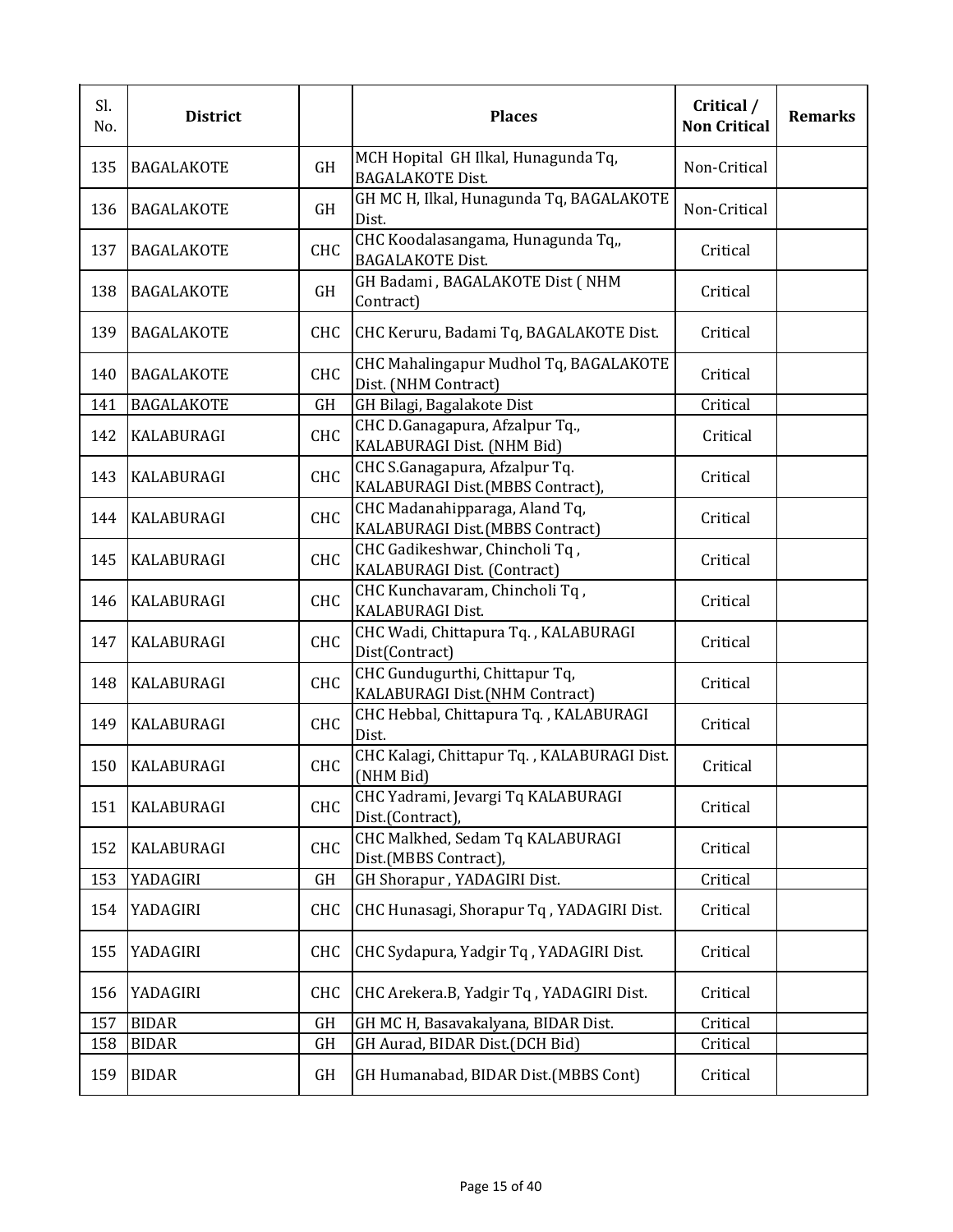| Sl. No. | District | | Places | Critical / Non Critical | Remarks |
|---|---|---|---|---|---|
| 135 | BAGALAKOTE | GH | MCH Hopital GH Ilkal, Hunagunda Tq, BAGALAKOTE Dist. | Non-Critical | |
| 136 | BAGALAKOTE | GH | GH MC H, Ilkal, Hunagunda Tq, BAGALAKOTE Dist. | Non-Critical | |
| 137 | BAGALAKOTE | CHC | CHC Koodalasangama, Hunagunda Tq,, BAGALAKOTE Dist. | Critical | |
| 138 | BAGALAKOTE | GH | GH Badami , BAGALAKOTE Dist ( NHM Contract) | Critical | |
| 139 | BAGALAKOTE | CHC | CHC Keruru, Badami Tq, BAGALAKOTE Dist. | Critical | |
| 140 | BAGALAKOTE | CHC | CHC Mahalingapur Mudhol Tq, BAGALAKOTE Dist. (NHM Contract) | Critical | |
| 141 | BAGALAKOTE | GH | GH Bilagi, Bagalakote Dist | Critical | |
| 142 | KALABURAGI | CHC | CHC D.Ganagapura, Afzalpur Tq., KALABURAGI Dist. (NHM Bid) | Critical | |
| 143 | KALABURAGI | CHC | CHC S.Ganagapura, Afzalpur Tq. KALABURAGI Dist.(MBBS Contract), | Critical | |
| 144 | KALABURAGI | CHC | CHC Madanahipparaga, Aland Tq, KALABURAGI Dist.(MBBS Contract) | Critical | |
| 145 | KALABURAGI | CHC | CHC Gadikeshwar, Chincholi Tq , KALABURAGI Dist. (Contract) | Critical | |
| 146 | KALABURAGI | CHC | CHC Kunchavaram, Chincholi Tq , KALABURAGI Dist. | Critical | |
| 147 | KALABURAGI | CHC | CHC Wadi, Chittapura Tq. , KALABURAGI Dist(Contract) | Critical | |
| 148 | KALABURAGI | CHC | CHC Gundugurthi, Chittapur Tq, KALABURAGI Dist.(NHM Contract) | Critical | |
| 149 | KALABURAGI | CHC | CHC Hebbal, Chittapura Tq. , KALABURAGI Dist. | Critical | |
| 150 | KALABURAGI | CHC | CHC Kalagi, Chittapur Tq. , KALABURAGI Dist. (NHM Bid) | Critical | |
| 151 | KALABURAGI | CHC | CHC Yadrami, Jevargi Tq KALABURAGI Dist.(Contract), | Critical | |
| 152 | KALABURAGI | CHC | CHC Malkhed, Sedam Tq KALABURAGI Dist.(MBBS Contract), | Critical | |
| 153 | YADAGIRI | GH | GH Shorapur , YADAGIRI Dist. | Critical | |
| 154 | YADAGIRI | CHC | CHC Hunasagi, Shorapur Tq , YADAGIRI Dist. | Critical | |
| 155 | YADAGIRI | CHC | CHC Sydapura, Yadgir Tq , YADAGIRI Dist. | Critical | |
| 156 | YADAGIRI | CHC | CHC Arekera.B, Yadgir Tq , YADAGIRI Dist. | Critical | |
| 157 | BIDAR | GH | GH MC H, Basavakalyana, BIDAR Dist. | Critical | |
| 158 | BIDAR | GH | GH Aurad, BIDAR Dist.(DCH Bid) | Critical | |
| 159 | BIDAR | GH | GH Humanabad, BIDAR Dist.(MBBS Cont) | Critical | |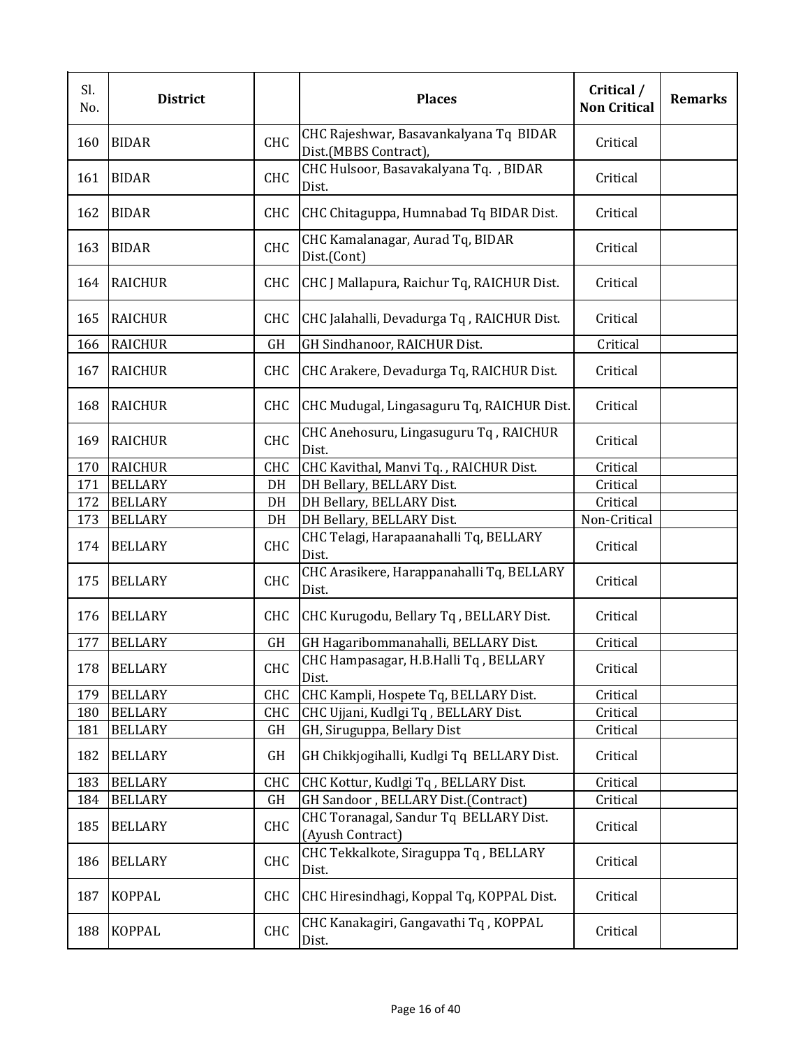| Sl. No. | District | | Places | Critical / Non Critical | Remarks |
|---|---|---|---|---|---|
| 160 | BIDAR | CHC | CHC Rajeshwar, Basavankalyana Tq BIDAR Dist.(MBBS Contract), | Critical | |
| 161 | BIDAR | CHC | CHC Hulsoor, Basavakalyana Tq. , BIDAR Dist. | Critical | |
| 162 | BIDAR | CHC | CHC Chitaguppa, Humnabad Tq BIDAR Dist. | Critical | |
| 163 | BIDAR | CHC | CHC Kamalanagar, Aurad Tq, BIDAR Dist.(Cont) | Critical | |
| 164 | RAICHUR | CHC | CHC J Mallapura, Raichur Tq, RAICHUR Dist. | Critical | |
| 165 | RAICHUR | CHC | CHC Jalahalli, Devadurga Tq , RAICHUR Dist. | Critical | |
| 166 | RAICHUR | GH | GH Sindhanoor, RAICHUR Dist. | Critical | |
| 167 | RAICHUR | CHC | CHC Arakere, Devadurga Tq, RAICHUR Dist. | Critical | |
| 168 | RAICHUR | CHC | CHC Mudugal, Lingasaguru Tq, RAICHUR Dist. | Critical | |
| 169 | RAICHUR | CHC | CHC Anehosuru, Lingasuguru Tq , RAICHUR Dist. | Critical | |
| 170 | RAICHUR | CHC | CHC Kavithal, Manvi Tq. , RAICHUR Dist. | Critical | |
| 171 | BELLARY | DH | DH Bellary, BELLARY Dist. | Critical | |
| 172 | BELLARY | DH | DH Bellary, BELLARY Dist. | Critical | |
| 173 | BELLARY | DH | DH Bellary, BELLARY Dist. | Non-Critical | |
| 174 | BELLARY | CHC | CHC Telagi, Harapaanahalli Tq, BELLARY Dist. | Critical | |
| 175 | BELLARY | CHC | CHC Arasikere, Harappanahalli Tq, BELLARY Dist. | Critical | |
| 176 | BELLARY | CHC | CHC Kurugodu, Bellary Tq , BELLARY Dist. | Critical | |
| 177 | BELLARY | GH | GH Hagaribommanahalli, BELLARY Dist. | Critical | |
| 178 | BELLARY | CHC | CHC Hampasagar, H.B.Halli Tq , BELLARY Dist. | Critical | |
| 179 | BELLARY | CHC | CHC Kampli, Hospete Tq, BELLARY Dist. | Critical | |
| 180 | BELLARY | CHC | CHC Ujjani, Kudlgi Tq , BELLARY Dist. | Critical | |
| 181 | BELLARY | GH | GH, Siruguppa, Bellary Dist | Critical | |
| 182 | BELLARY | GH | GH Chikkjogihalli, Kudlgi Tq BELLARY Dist. | Critical | |
| 183 | BELLARY | CHC | CHC Kottur, Kudlgi Tq , BELLARY Dist. | Critical | |
| 184 | BELLARY | GH | GH Sandoor , BELLARY Dist.(Contract) | Critical | |
| 185 | BELLARY | CHC | CHC Toranagal, Sandur Tq BELLARY Dist. (Ayush Contract) | Critical | |
| 186 | BELLARY | CHC | CHC Tekkalkote, Siraguppa Tq , BELLARY Dist. | Critical | |
| 187 | KOPPAL | CHC | CHC Hiresindhagi, Koppal Tq, KOPPAL Dist. | Critical | |
| 188 | KOPPAL | CHC | CHC Kanakagiri, Gangavathi Tq , KOPPAL Dist. | Critical | |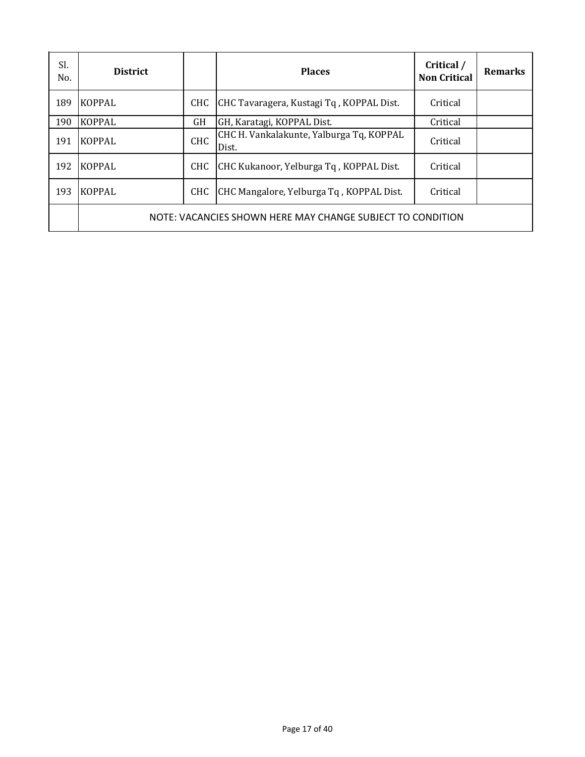| Sl. No. | District | | Places | Critical / Non Critical | Remarks |
|---|---|---|---|---|---|
| 189 | KOPPAL | CHC | CHC Tavaragera, Kustagi Tq , KOPPAL Dist. | Critical | |
| 190 | KOPPAL | GH | GH, Karatagi, KOPPAL Dist. | Critical | |
| 191 | KOPPAL | CHC | CHC H. Vankalakunte, Yalburga Tq, KOPPAL Dist. | Critical | |
| 192 | KOPPAL | CHC | CHC Kukanoor, Yelburga Tq , KOPPAL Dist. | Critical | |
| 193 | KOPPAL | CHC | CHC Mangalore, Yelburga Tq , KOPPAL Dist. | Critical | |
| | NOTE: VACANCIES SHOWN HERE MAY CHANGE SUBJECT TO CONDITION | | | | |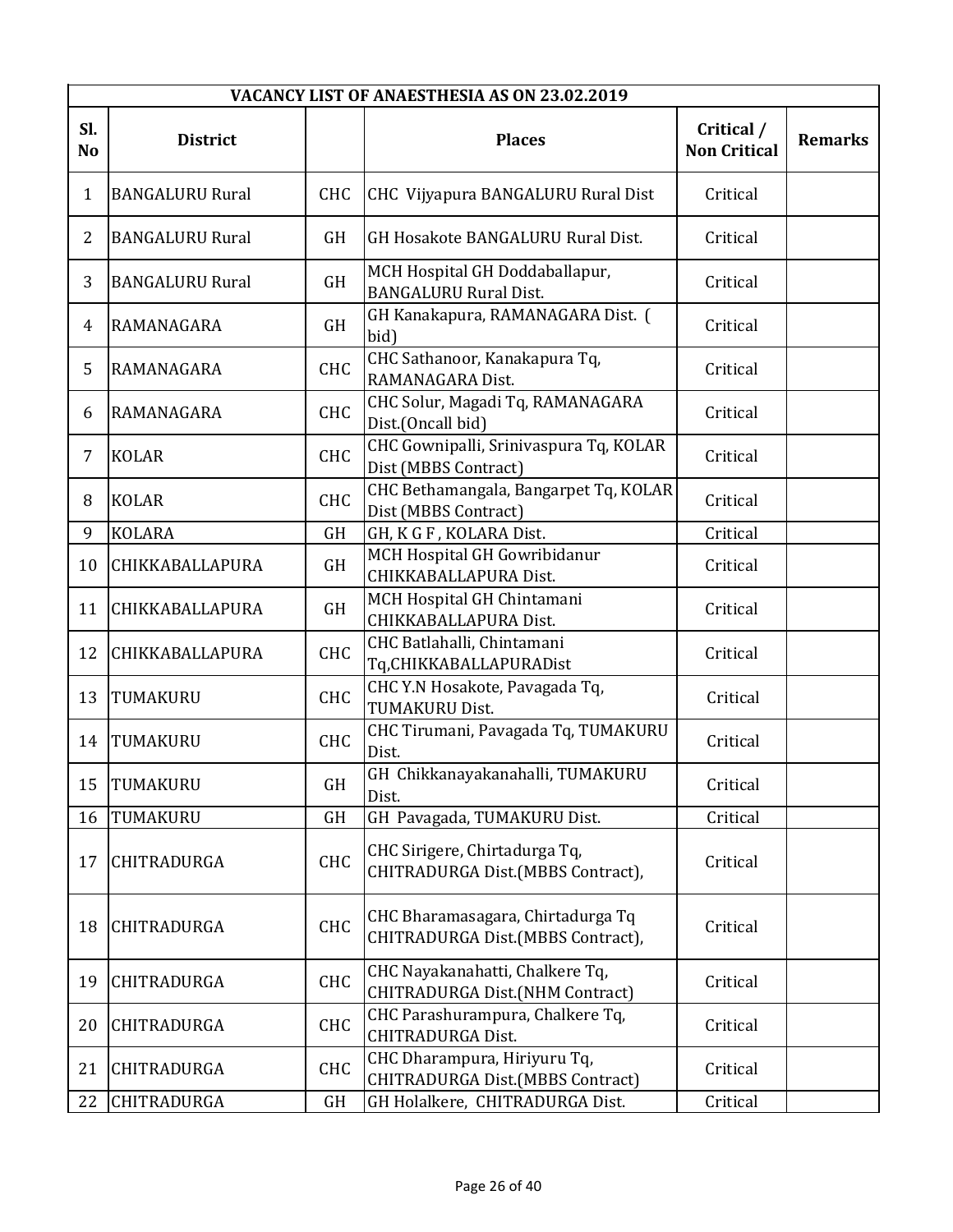| VACANCY LIST OF ANAESTHESIA AS ON 23.02.2019 | | | | | |
|---|---|---|---|---|---|
| Sl. No | District | | Places | Critical / Non Critical | Remarks |
| 1 | BANGALURU Rural | CHC | CHC Vijyapura BANGALURU Rural Dist | Critical | |
| 2 | BANGALURU Rural | GH | GH Hosakote BANGALURU Rural Dist. | Critical | |
| 3 | BANGALURU Rural | GH | MCH Hospital GH Doddaballapur, BANGALURU Rural Dist. | Critical | |
| 4 | RAMANAGARA | GH | GH Kanakapura, RAMANAGARA Dist. ( bid) | Critical | |
| 5 | RAMANAGARA | CHC | CHC Sathanoor, Kanakapura Tq, RAMANAGARA Dist. | Critical | |
| 6 | RAMANAGARA | CHC | CHC Solur, Magadi Tq, RAMANAGARA Dist.(Oncall bid) | Critical | |
| 7 | KOLAR | CHC | CHC Gownipalli, Srinivaspura Tq, KOLAR Dist (MBBS Contract) | Critical | |
| 8 | KOLAR | CHC | CHC Bethamangala, Bangarpet Tq, KOLAR Dist (MBBS Contract) | Critical | |
| 9 | KOLARA | GH | GH, K G F , KOLARA Dist. | Critical | |
| 10 | CHIKKABALLAPURA | GH | MCH Hospital GH Gowribidanur CHIKKABALLAPURA Dist. | Critical | |
| 11 | CHIKKABALLAPURA | GH | MCH Hospital GH Chintamani CHIKKABALLAPURA Dist. | Critical | |
| 12 | CHIKKABALLAPURA | CHC | CHC Batlahalli, Chintamani Tq,CHIKKABALLAPURADist | Critical | |
| 13 | TUMAKURU | CHC | CHC Y.N Hosakote, Pavagada Tq, TUMAKURU Dist. | Critical | |
| 14 | TUMAKURU | CHC | CHC Tirumani, Pavagada Tq, TUMAKURU Dist. | Critical | |
| 15 | TUMAKURU | GH | GH Chikkanayakanahalli, TUMAKURU Dist. | Critical | |
| 16 | TUMAKURU | GH | GH Pavagada, TUMAKURU Dist. | Critical | |
| 17 | CHITRADURGA | CHC | CHC Sirigere, Chirtadurga Tq, CHITRADURGA Dist.(MBBS Contract), | Critical | |
| 18 | CHITRADURGA | CHC | CHC Bharamasagara, Chirtadurga Tq CHITRADURGA Dist.(MBBS Contract), | Critical | |
| 19 | CHITRADURGA | CHC | CHC Nayakanahatti, Chalkere Tq, CHITRADURGA Dist.(NHM Contract) | Critical | |
| 20 | CHITRADURGA | CHC | CHC Parashurampura, Chalkere Tq, CHITRADURGA Dist. | Critical | |
| 21 | CHITRADURGA | CHC | CHC Dharampura, Hiriyuru Tq, CHITRADURGA Dist.(MBBS Contract) | Critical | |
| 22 | CHITRADURGA | GH | GH Holalkere, CHITRADURGA Dist. | Critical | |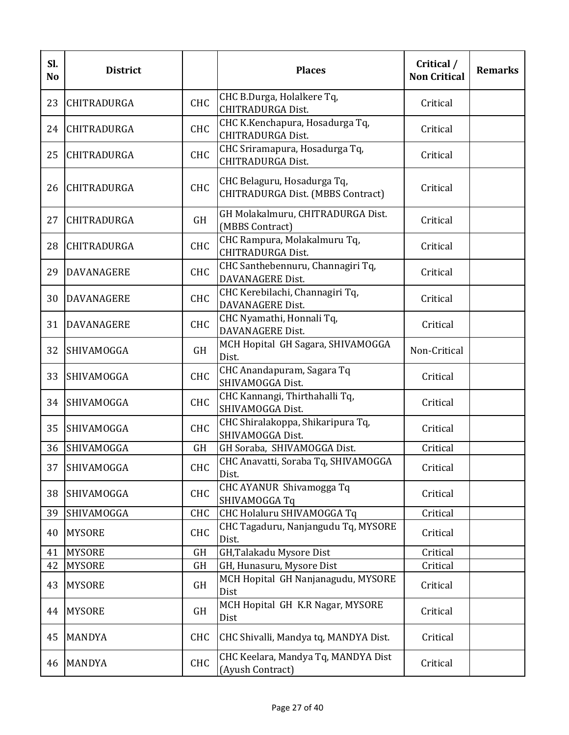| Sl. No | District | | Places | Critical / Non Critical | Remarks |
|---|---|---|---|---|---|
| 23 | CHITRADURGA | CHC | CHC B.Durga, Holalkere Tq, CHITRADURGA Dist. | Critical | |
| 24 | CHITRADURGA | CHC | CHC K.Kenchapura, Hosadurga Tq, CHITRADURGA Dist. | Critical | |
| 25 | CHITRADURGA | CHC | CHC Sriramapura, Hosadurga Tq, CHITRADURGA Dist. | Critical | |
| 26 | CHITRADURGA | CHC | CHC Belaguru, Hosadurga Tq, CHITRADURGA Dist. (MBBS Contract) | Critical | |
| 27 | CHITRADURGA | GH | GH Molakalmuru, CHITRADURGA Dist. (MBBS Contract) | Critical | |
| 28 | CHITRADURGA | CHC | CHC Rampura, Molakalmuru Tq, CHITRADURGA Dist. | Critical | |
| 29 | DAVANAGERE | CHC | CHC Santhebennuru, Channagiri Tq, DAVANAGERE Dist. | Critical | |
| 30 | DAVANAGERE | CHC | CHC Kerebilachi, Channagiri Tq, DAVANAGERE Dist. | Critical | |
| 31 | DAVANAGERE | CHC | CHC Nyamathi, Honnali Tq, DAVANAGERE Dist. | Critical | |
| 32 | SHIVAMOGGA | GH | MCH Hopital GH Sagara, SHIVAMOGGA Dist. | Non-Critical | |
| 33 | SHIVAMOGGA | CHC | CHC Anandapuram, Sagara Tq SHIVAMOGGA Dist. | Critical | |
| 34 | SHIVAMOGGA | CHC | CHC Kannangi, Thirthahalli Tq, SHIVAMOGGA Dist. | Critical | |
| 35 | SHIVAMOGGA | CHC | CHC Shiralakoppa, Shikaripura Tq, SHIVAMOGGA Dist. | Critical | |
| 36 | SHIVAMOGGA | GH | GH Soraba, SHIVAMOGGA Dist. | Critical | |
| 37 | SHIVAMOGGA | CHC | CHC Anavatti, Soraba Tq, SHIVAMOGGA Dist. | Critical | |
| 38 | SHIVAMOGGA | CHC | CHC AYANUR Shivamogga Tq SHIVAMOGGA Tq | Critical | |
| 39 | SHIVAMOGGA | CHC | CHC Holaluru SHIVAMOGGA Tq | Critical | |
| 40 | MYSORE | CHC | CHC Tagaduru, Nanjangudu Tq, MYSORE Dist. | Critical | |
| 41 | MYSORE | GH | GH,Talakadu Mysore Dist | Critical | |
| 42 | MYSORE | GH | GH, Hunasuru, Mysore Dist | Critical | |
| 43 | MYSORE | GH | MCH Hopital GH Nanjanagudu, MYSORE Dist | Critical | |
| 44 | MYSORE | GH | MCH Hopital GH K.R Nagar, MYSORE Dist | Critical | |
| 45 | MANDYA | CHC | CHC Shivalli, Mandya tq, MANDYA Dist. | Critical | |
| 46 | MANDYA | CHC | CHC Keelara, Mandya Tq, MANDYA Dist (Ayush Contract) | Critical | |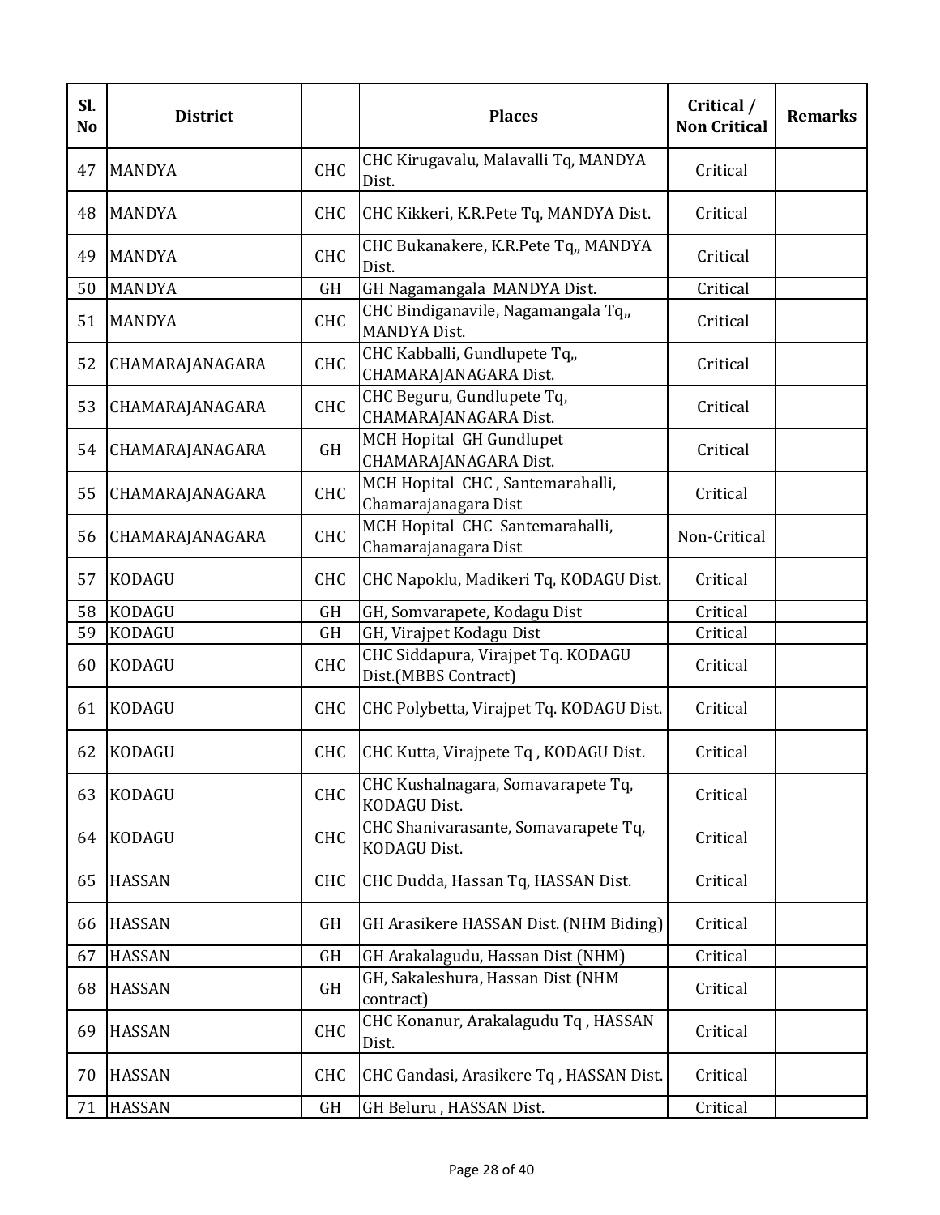| Sl. No | District | | Places | Critical / Non Critical | Remarks |
|---|---|---|---|---|---|
| 47 | MANDYA | CHC | CHC Kirugavalu, Malavalli Tq, MANDYA Dist. | Critical | |
| 48 | MANDYA | CHC | CHC Kikkeri, K.R.Pete Tq, MANDYA Dist. | Critical | |
| 49 | MANDYA | CHC | CHC Bukanakere, K.R.Pete Tq,, MANDYA Dist. | Critical | |
| 50 | MANDYA | GH | GH Nagamangala MANDYA Dist. | Critical | |
| 51 | MANDYA | CHC | CHC Bindiganavile, Nagamangala Tq,, MANDYA Dist. | Critical | |
| 52 | CHAMARAJANAGARA | CHC | CHC Kabballi, Gundlupete Tq,, CHAMARAJANAGARA Dist. | Critical | |
| 53 | CHAMARAJANAGARA | CHC | CHC Beguru, Gundlupete Tq, CHAMARAJANAGARA Dist. | Critical | |
| 54 | CHAMARAJANAGARA | GH | MCH Hopital GH Gundlupet CHAMARAJANAGARA Dist. | Critical | |
| 55 | CHAMARAJANAGARA | CHC | MCH Hopital CHC , Santemarahalli, Chamarajanagara Dist | Critical | |
| 56 | CHAMARAJANAGARA | CHC | MCH Hopital CHC Santemarahalli, Chamarajanagara Dist | Non-Critical | |
| 57 | KODAGU | CHC | CHC Napoklu, Madikeri Tq, KODAGU Dist. | Critical | |
| 58 | KODAGU | GH | GH, Somvarapete, Kodagu Dist | Critical | |
| 59 | KODAGU | GH | GH, Virajpet Kodagu Dist | Critical | |
| 60 | KODAGU | CHC | CHC Siddapura, Virajpet Tq. KODAGU Dist.(MBBS Contract) | Critical | |
| 61 | KODAGU | CHC | CHC Polybetta, Virajpet Tq. KODAGU Dist. | Critical | |
| 62 | KODAGU | CHC | CHC Kutta, Virajpete Tq , KODAGU Dist. | Critical | |
| 63 | KODAGU | CHC | CHC Kushalnagara, Somavarapete Tq, KODAGU Dist. | Critical | |
| 64 | KODAGU | CHC | CHC Shanivarasante, Somavarapete Tq, KODAGU Dist. | Critical | |
| 65 | HASSAN | CHC | CHC Dudda, Hassan Tq, HASSAN Dist. | Critical | |
| 66 | HASSAN | GH | GH Arasikere HASSAN Dist. (NHM Biding) | Critical | |
| 67 | HASSAN | GH | GH Arakalagudu, Hassan Dist (NHM) | Critical | |
| 68 | HASSAN | GH | GH, Sakaleshura, Hassan Dist (NHM contract) | Critical | |
| 69 | HASSAN | CHC | CHC Konanur, Arakalagudu Tq , HASSAN Dist. | Critical | |
| 70 | HASSAN | CHC | CHC Gandasi, Arasikere Tq , HASSAN Dist. | Critical | |
| 71 | HASSAN | GH | GH Beluru , HASSAN Dist. | Critical | |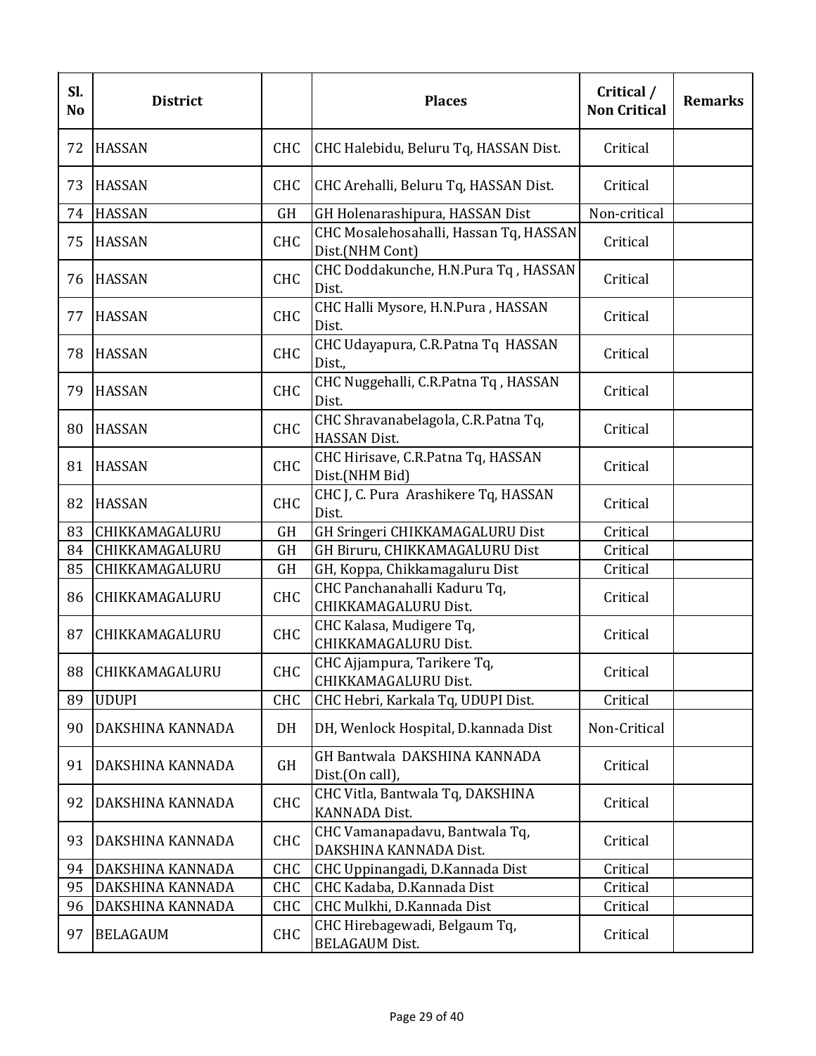| Sl. No | District | | Places | Critical / Non Critical | Remarks |
|---|---|---|---|---|---|
| 72 | HASSAN | CHC | CHC Halebidu, Beluru Tq, HASSAN Dist. | Critical | |
| 73 | HASSAN | CHC | CHC Arehalli, Beluru Tq, HASSAN Dist. | Critical | |
| 74 | HASSAN | GH | GH Holenarashipura, HASSAN Dist | Non-critical | |
| 75 | HASSAN | CHC | CHC Mosalehosahalli, Hassan Tq, HASSAN Dist.(NHM Cont) | Critical | |
| 76 | HASSAN | CHC | CHC Doddakunche, H.N.Pura Tq , HASSAN Dist. | Critical | |
| 77 | HASSAN | CHC | CHC Halli Mysore, H.N.Pura , HASSAN Dist. | Critical | |
| 78 | HASSAN | CHC | CHC Udayapura, C.R.Patna Tq HASSAN Dist., | Critical | |
| 79 | HASSAN | CHC | CHC Nuggehalli, C.R.Patna Tq , HASSAN Dist. | Critical | |
| 80 | HASSAN | CHC | CHC Shravanabelagola, C.R.Patna Tq, HASSAN Dist. | Critical | |
| 81 | HASSAN | CHC | CHC Hirisave, C.R.Patna Tq, HASSAN Dist.(NHM Bid) | Critical | |
| 82 | HASSAN | CHC | CHC J, C. Pura Arashikere Tq, HASSAN Dist. | Critical | |
| 83 | CHIKKAMAGALURU | GH | GH Sringeri CHIKKAMAGALURU Dist | Critical | |
| 84 | CHIKKAMAGALURU | GH | GH Biruru, CHIKKAMAGALURU Dist | Critical | |
| 85 | CHIKKAMAGALURU | GH | GH, Koppa, Chikkamagaluru Dist | Critical | |
| 86 | CHIKKAMAGALURU | CHC | CHC Panchanahalli Kaduru Tq, CHIKKAMAGALURU Dist. | Critical | |
| 87 | CHIKKAMAGALURU | CHC | CHC Kalasa, Mudigere Tq, CHIKKAMAGALURU Dist. | Critical | |
| 88 | CHIKKAMAGALURU | CHC | CHC Ajjampura, Tarikere Tq, CHIKKAMAGALURU Dist. | Critical | |
| 89 | UDUPI | CHC | CHC Hebri, Karkala Tq, UDUPI Dist. | Critical | |
| 90 | DAKSHINA KANNADA | DH | DH, Wenlock Hospital, D.kannada Dist | Non-Critical | |
| 91 | DAKSHINA KANNADA | GH | GH Bantwala DAKSHINA KANNADA Dist.(On call), | Critical | |
| 92 | DAKSHINA KANNADA | CHC | CHC Vitla, Bantwala Tq, DAKSHINA KANNADA Dist. | Critical | |
| 93 | DAKSHINA KANNADA | CHC | CHC Vamanapadavu, Bantwala Tq, DAKSHINA KANNADA Dist. | Critical | |
| 94 | DAKSHINA KANNADA | CHC | CHC Uppinangadi, D.Kannada Dist | Critical | |
| 95 | DAKSHINA KANNADA | CHC | CHC Kadaba, D.Kannada Dist | Critical | |
| 96 | DAKSHINA KANNADA | CHC | CHC Mulkhi, D.Kannada Dist | Critical | |
| 97 | BELAGAUM | CHC | CHC Hirebagewadi, Belgaum Tq, BELAGAUM Dist. | Critical | |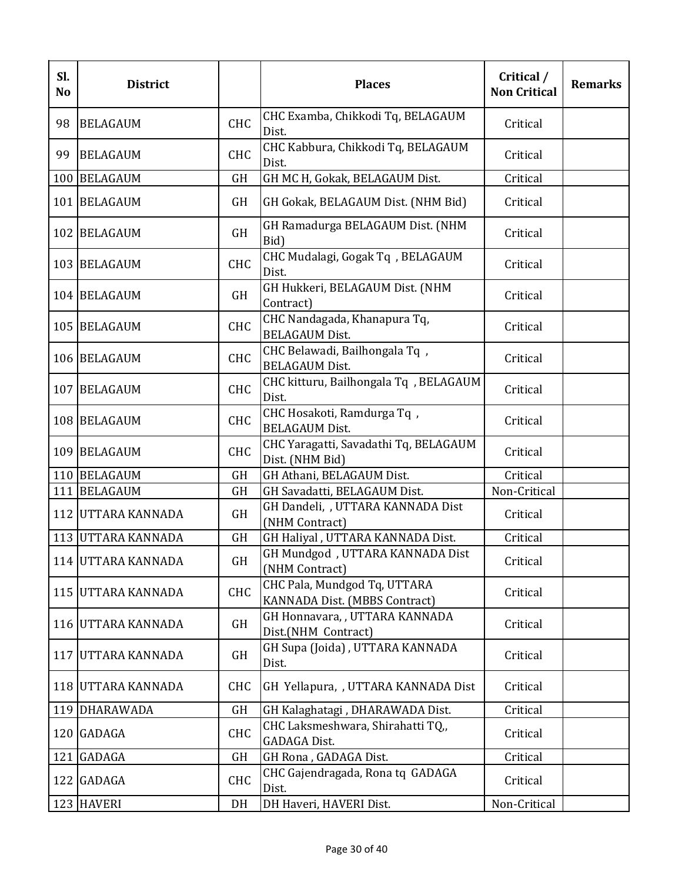| Sl. No | District | | Places | Critical / Non Critical | Remarks |
|---|---|---|---|---|---|
| 98 | BELAGAUM | CHC | CHC Examba, Chikkodi Tq, BELAGAUM Dist. | Critical | |
| 99 | BELAGAUM | CHC | CHC Kabbura, Chikkodi Tq, BELAGAUM Dist. | Critical | |
| 100 | BELAGAUM | GH | GH MC H, Gokak, BELAGAUM Dist. | Critical | |
| 101 | BELAGAUM | GH | GH Gokak, BELAGAUM Dist. (NHM Bid) | Critical | |
| 102 | BELAGAUM | GH | GH Ramadurga BELAGAUM Dist. (NHM Bid) | Critical | |
| 103 | BELAGAUM | CHC | CHC Mudalagi, Gogak Tq , BELAGAUM Dist. | Critical | |
| 104 | BELAGAUM | GH | GH Hukkeri, BELAGAUM Dist. (NHM Contract) | Critical | |
| 105 | BELAGAUM | CHC | CHC Nandagada, Khanapura Tq, BELAGAUM Dist. | Critical | |
| 106 | BELAGAUM | CHC | CHC Belawadi, Bailhongala Tq , BELAGAUM Dist. | Critical | |
| 107 | BELAGAUM | CHC | CHC kitturu, Bailhongala Tq , BELAGAUM Dist. | Critical | |
| 108 | BELAGAUM | CHC | CHC Hosakoti, Ramdurga Tq , BELAGAUM Dist. | Critical | |
| 109 | BELAGAUM | CHC | CHC Yaragatti, Savadathi Tq, BELAGAUM Dist. (NHM Bid) | Critical | |
| 110 | BELAGAUM | GH | GH Athani, BELAGAUM Dist. | Critical | |
| 111 | BELAGAUM | GH | GH Savadatti, BELAGAUM Dist. | Non-Critical | |
| 112 | UTTARA KANNADA | GH | GH Dandeli, , UTTARA KANNADA Dist (NHM Contract) | Critical | |
| 113 | UTTARA KANNADA | GH | GH Haliyal , UTTARA KANNADA Dist. | Critical | |
| 114 | UTTARA KANNADA | GH | GH Mundgod , UTTARA KANNADA Dist (NHM Contract) | Critical | |
| 115 | UTTARA KANNADA | CHC | CHC Pala, Mundgod Tq, UTTARA KANNADA Dist. (MBBS Contract) | Critical | |
| 116 | UTTARA KANNADA | GH | GH Honnavara, , UTTARA KANNADA Dist.(NHM Contract) | Critical | |
| 117 | UTTARA KANNADA | GH | GH Supa (Joida) , UTTARA KANNADA Dist. | Critical | |
| 118 | UTTARA KANNADA | CHC | GH Yellapura, , UTTARA KANNADA Dist | Critical | |
| 119 | DHARAWADA | GH | GH Kalaghatagi , DHARAWADA Dist. | Critical | |
| 120 | GADAGA | CHC | CHC Laksmeshwara, Shirahatti TQ,, GADAGA Dist. | Critical | |
| 121 | GADAGA | GH | GH Rona , GADAGA Dist. | Critical | |
| 122 | GADAGA | CHC | CHC Gajendragada, Rona tq GADAGA Dist. | Critical | |
| 123 | HAVERI | DH | DH Haveri, HAVERI Dist. | Non-Critical | |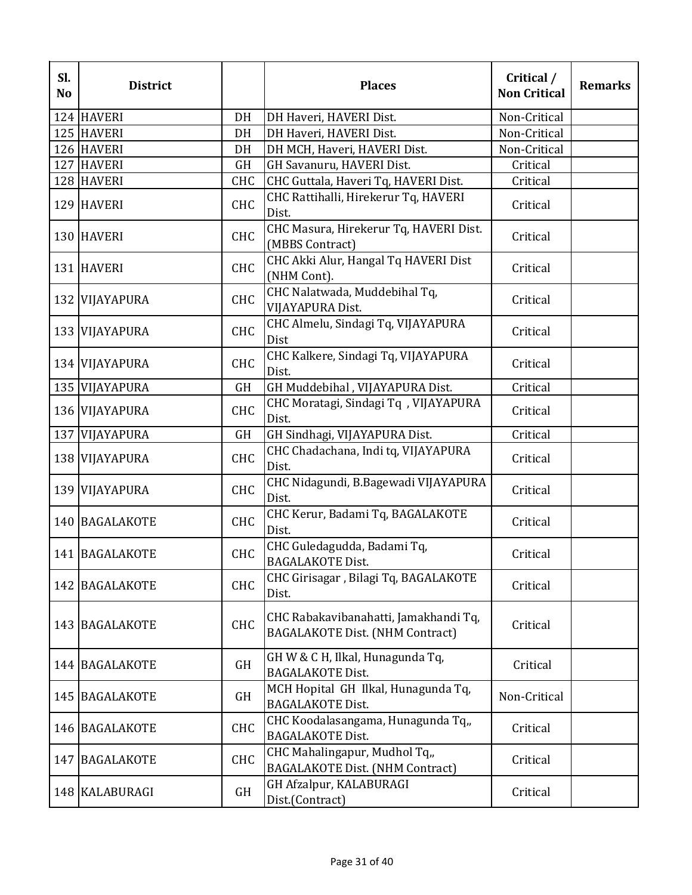| Sl. No | District | | Places | Critical / Non Critical | Remarks |
|---|---|---|---|---|---|
| 124 | HAVERI | DH | DH Haveri, HAVERI Dist. | Non-Critical | |
| 125 | HAVERI | DH | DH Haveri, HAVERI Dist. | Non-Critical | |
| 126 | HAVERI | DH | DH MCH, Haveri, HAVERI Dist. | Non-Critical | |
| 127 | HAVERI | GH | GH Savanuru, HAVERI Dist. | Critical | |
| 128 | HAVERI | CHC | CHC Guttala, Haveri Tq, HAVERI Dist. | Critical | |
| 129 | HAVERI | CHC | CHC Rattihalli, Hirekerur Tq, HAVERI Dist. | Critical | |
| 130 | HAVERI | CHC | CHC Masura, Hirekerur Tq, HAVERI Dist. (MBBS Contract) | Critical | |
| 131 | HAVERI | CHC | CHC Akki Alur, Hangal Tq HAVERI Dist (NHM Cont). | Critical | |
| 132 | VIJAYAPURA | CHC | CHC Nalatwada, Muddebihal Tq, VIJAYAPURA Dist. | Critical | |
| 133 | VIJAYAPURA | CHC | CHC Almelu, Sindagi Tq, VIJAYAPURA Dist | Critical | |
| 134 | VIJAYAPURA | CHC | CHC Kalkere, Sindagi Tq, VIJAYAPURA Dist. | Critical | |
| 135 | VIJAYAPURA | GH | GH Muddebihal , VIJAYAPURA Dist. | Critical | |
| 136 | VIJAYAPURA | CHC | CHC Moratagi, Sindagi Tq , VIJAYAPURA Dist. | Critical | |
| 137 | VIJAYAPURA | GH | GH Sindhagi, VIJAYAPURA Dist. | Critical | |
| 138 | VIJAYAPURA | CHC | CHC Chadachana, Indi tq, VIJAYAPURA Dist. | Critical | |
| 139 | VIJAYAPURA | CHC | CHC Nidagundi, B.Bagewadi VIJAYAPURA Dist. | Critical | |
| 140 | BAGALAKOTE | CHC | CHC Kerur, Badami Tq, BAGALAKOTE Dist. | Critical | |
| 141 | BAGALAKOTE | CHC | CHC Guledagudda, Badami Tq, BAGALAKOTE Dist. | Critical | |
| 142 | BAGALAKOTE | CHC | CHC Girisagar , Bilagi Tq, BAGALAKOTE Dist. | Critical | |
| 143 | BAGALAKOTE | CHC | CHC Rabakavibanahatti, Jamakhandi Tq, BAGALAKOTE Dist. (NHM Contract) | Critical | |
| 144 | BAGALAKOTE | GH | GH W & C H, Ilkal, Hunagunda Tq, BAGALAKOTE Dist. | Critical | |
| 145 | BAGALAKOTE | GH | MCH Hopital GH Ilkal, Hunagunda Tq, BAGALAKOTE Dist. | Non-Critical | |
| 146 | BAGALAKOTE | CHC | CHC Koodalasangama, Hunagunda Tq,, BAGALAKOTE Dist. | Critical | |
| 147 | BAGALAKOTE | CHC | CHC Mahalingapur, Mudhol Tq,, BAGALAKOTE Dist. (NHM Contract) | Critical | |
| 148 | KALABURAGI | GH | GH Afzalpur, KALABURAGI Dist.(Contract) | Critical | |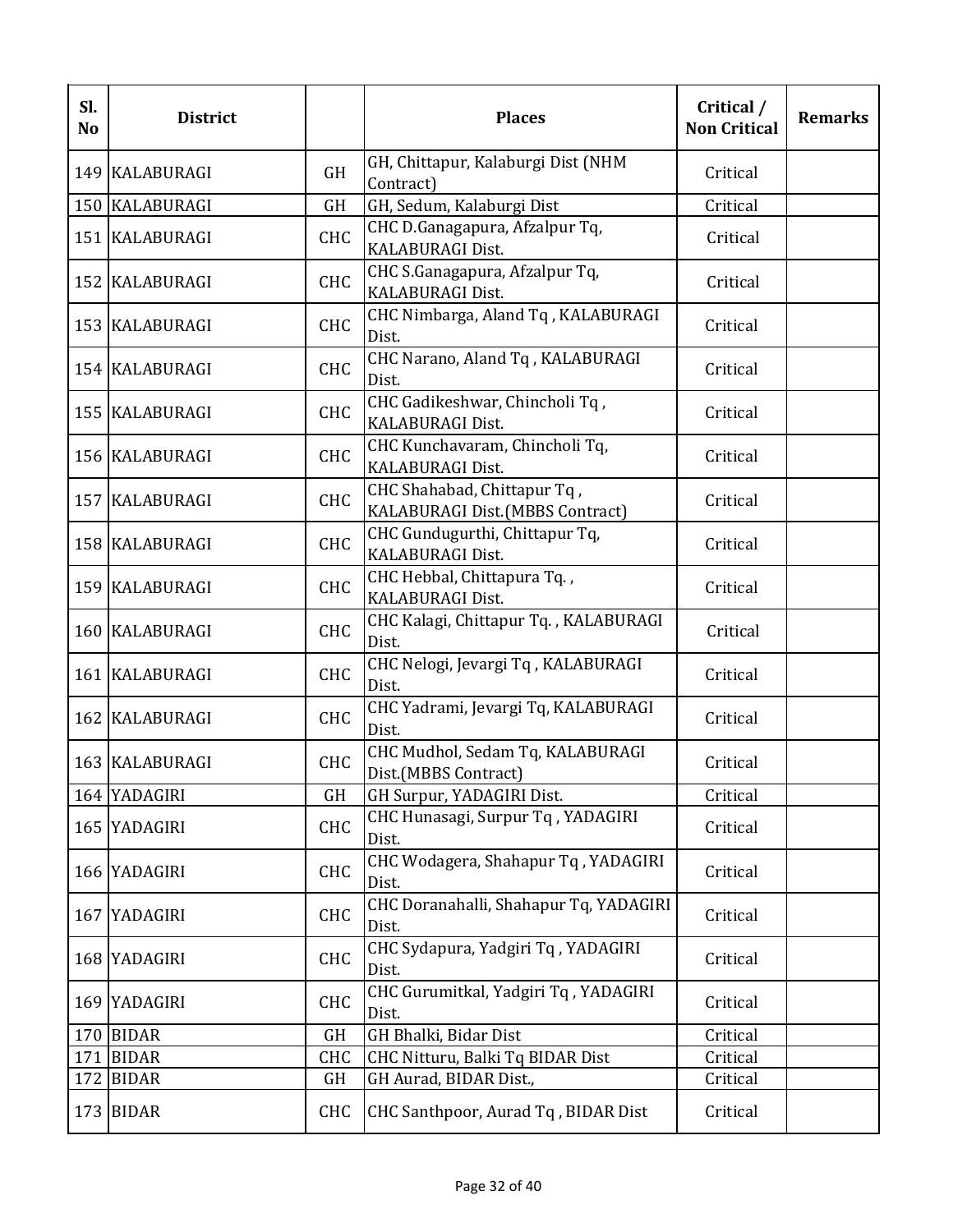| Sl. No | District | | Places | Critical / Non Critical | Remarks |
|---|---|---|---|---|---|
| 149 | KALABURAGI | GH | GH, Chittapur, Kalaburgi Dist (NHM Contract) | Critical | |
| 150 | KALABURAGI | GH | GH, Sedum, Kalaburgi Dist | Critical | |
| 151 | KALABURAGI | CHC | CHC D.Ganagapura, Afzalpur Tq, KALABURAGI Dist. | Critical | |
| 152 | KALABURAGI | CHC | CHC S.Ganagapura, Afzalpur Tq, KALABURAGI Dist. | Critical | |
| 153 | KALABURAGI | CHC | CHC Nimbarga, Aland Tq , KALABURAGI Dist. | Critical | |
| 154 | KALABURAGI | CHC | CHC Narano, Aland Tq , KALABURAGI Dist. | Critical | |
| 155 | KALABURAGI | CHC | CHC Gadikeshwar, Chincholi Tq , KALABURAGI Dist. | Critical | |
| 156 | KALABURAGI | CHC | CHC Kunchavaram, Chincholi Tq, KALABURAGI Dist. | Critical | |
| 157 | KALABURAGI | CHC | CHC Shahabad, Chittapur Tq , KALABURAGI Dist.(MBBS Contract) | Critical | |
| 158 | KALABURAGI | CHC | CHC Gundugurthi, Chittapur Tq, KALABURAGI Dist. | Critical | |
| 159 | KALABURAGI | CHC | CHC Hebbal, Chittapura Tq. , KALABURAGI Dist. | Critical | |
| 160 | KALABURAGI | CHC | CHC Kalagi, Chittapur Tq. , KALABURAGI Dist. | Critical | |
| 161 | KALABURAGI | CHC | CHC Nelogi, Jevargi Tq , KALABURAGI Dist. | Critical | |
| 162 | KALABURAGI | CHC | CHC Yadrami, Jevargi Tq, KALABURAGI Dist. | Critical | |
| 163 | KALABURAGI | CHC | CHC Mudhol, Sedam Tq, KALABURAGI Dist.(MBBS Contract) | Critical | |
| 164 | YADAGIRI | GH | GH Surpur, YADAGIRI Dist. | Critical | |
| 165 | YADAGIRI | CHC | CHC Hunasagi, Surpur Tq , YADAGIRI Dist. | Critical | |
| 166 | YADAGIRI | CHC | CHC Wodagera, Shahapur Tq , YADAGIRI Dist. | Critical | |
| 167 | YADAGIRI | CHC | CHC Doranahalli, Shahapur Tq, YADAGIRI Dist. | Critical | |
| 168 | YADAGIRI | CHC | CHC Sydapura, Yadgiri Tq , YADAGIRI Dist. | Critical | |
| 169 | YADAGIRI | CHC | CHC Gurumitkal, Yadgiri Tq , YADAGIRI Dist. | Critical | |
| 170 | BIDAR | GH | GH Bhalki, Bidar Dist | Critical | |
| 171 | BIDAR | CHC | CHC Nitturu, Balki Tq BIDAR Dist | Critical | |
| 172 | BIDAR | GH | GH Aurad, BIDAR Dist., | Critical | |
| 173 | BIDAR | CHC | CHC Santhpoor, Aurad Tq , BIDAR Dist | Critical | |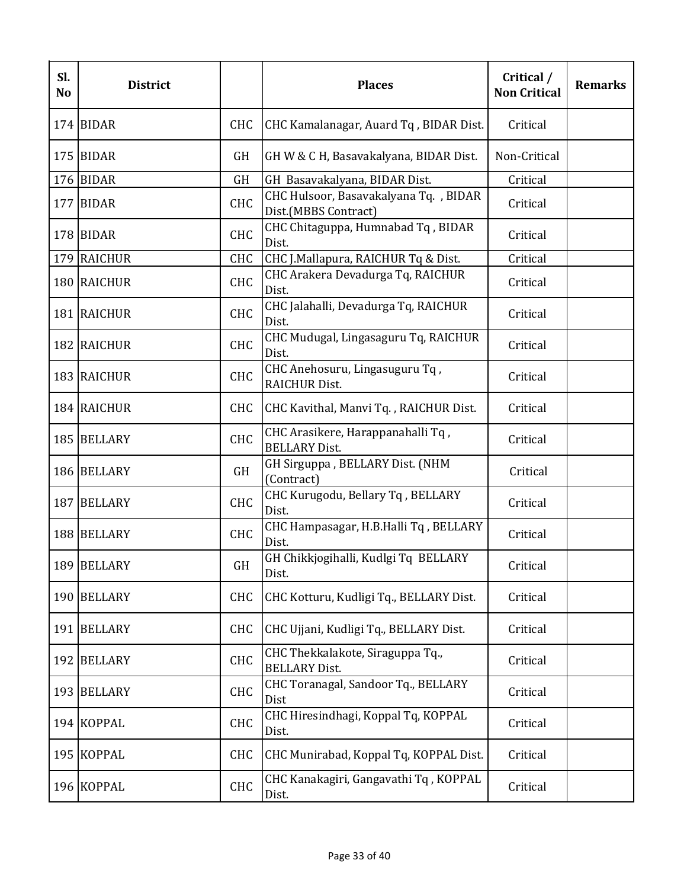| Sl. No | District | | Places | Critical / Non Critical | Remarks |
|---|---|---|---|---|---|
| 174 | BIDAR | CHC | CHC Kamalanagar, Auard Tq , BIDAR Dist. | Critical | |
| 175 | BIDAR | GH | GH W & C H, Basavakalyana, BIDAR Dist. | Non-Critical | |
| 176 | BIDAR | GH | GH Basavakalyana, BIDAR Dist. | Critical | |
| 177 | BIDAR | CHC | CHC Hulsoor, Basavakalyana Tq. , BIDAR Dist.(MBBS Contract) | Critical | |
| 178 | BIDAR | CHC | CHC Chitaguppa, Humnabad Tq , BIDAR Dist. | Critical | |
| 179 | RAICHUR | CHC | CHC J.Mallapura, RAICHUR Tq & Dist. | Critical | |
| 180 | RAICHUR | CHC | CHC Arakera Devadurga Tq, RAICHUR Dist. | Critical | |
| 181 | RAICHUR | CHC | CHC Jalahalli, Devadurga Tq, RAICHUR Dist. | Critical | |
| 182 | RAICHUR | CHC | CHC Mudugal, Lingasaguru Tq, RAICHUR Dist. | Critical | |
| 183 | RAICHUR | CHC | CHC Anehosuru, Lingasuguru Tq , RAICHUR Dist. | Critical | |
| 184 | RAICHUR | CHC | CHC Kavithal, Manvi Tq. , RAICHUR Dist. | Critical | |
| 185 | BELLARY | CHC | CHC Arasikere, Harappanahalli Tq , BELLARY Dist. | Critical | |
| 186 | BELLARY | GH | GH Sirguppa , BELLARY Dist. (NHM (Contract) | Critical | |
| 187 | BELLARY | CHC | CHC Kurugodu, Bellary Tq , BELLARY Dist. | Critical | |
| 188 | BELLARY | CHC | CHC Hampasagar, H.B.Halli Tq , BELLARY Dist. | Critical | |
| 189 | BELLARY | GH | GH Chikkjogihalli, Kudlgi Tq BELLARY Dist. | Critical | |
| 190 | BELLARY | CHC | CHC Kotturu, Kudligi Tq., BELLARY Dist. | Critical | |
| 191 | BELLARY | CHC | CHC Ujjani, Kudligi Tq., BELLARY Dist. | Critical | |
| 192 | BELLARY | CHC | CHC Thekkalakote, Siraguppa Tq., BELLARY Dist. | Critical | |
| 193 | BELLARY | CHC | CHC Toranagal, Sandoor Tq., BELLARY Dist | Critical | |
| 194 | KOPPAL | CHC | CHC Hiresindhagi, Koppal Tq, KOPPAL Dist. | Critical | |
| 195 | KOPPAL | CHC | CHC Munirabad, Koppal Tq, KOPPAL Dist. | Critical | |
| 196 | KOPPAL | CHC | CHC Kanakagiri, Gangavathi Tq , KOPPAL Dist. | Critical | |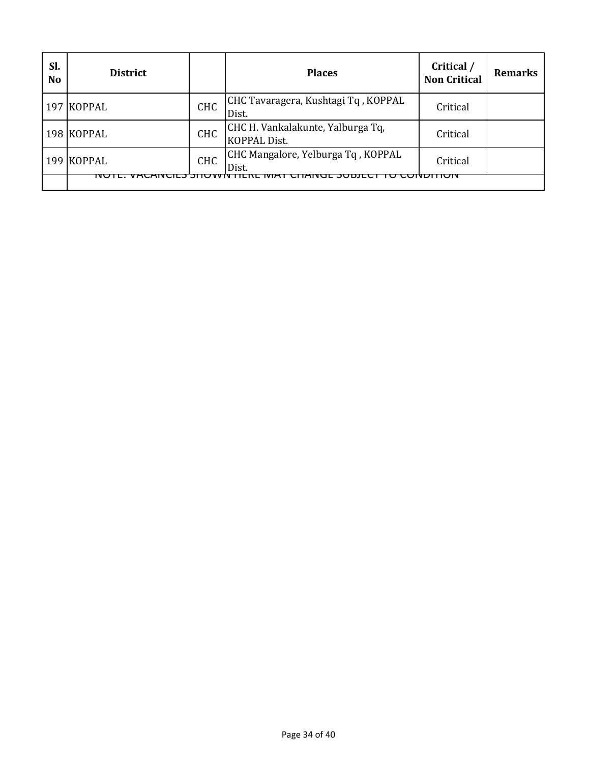| Sl. No | District | | Places | Critical / Non Critical | Remarks |
|---|---|---|---|---|---|
| 197 | KOPPAL | CHC | CHC Tavaragera, Kushtagi Tq , KOPPAL Dist. | Critical | |
| 198 | KOPPAL | CHC | CHC H. Vankalakunte, Yalburga Tq, KOPPAL Dist. | Critical | |
| 199 | KOPPAL | CHC | CHC Mangalore, Yelburga Tq , KOPPAL Dist. | Critical | |
| | NOTE: VACANCIES SHOWN HERE MAY CHANGE SUBJECT TO CONDITION | | | | |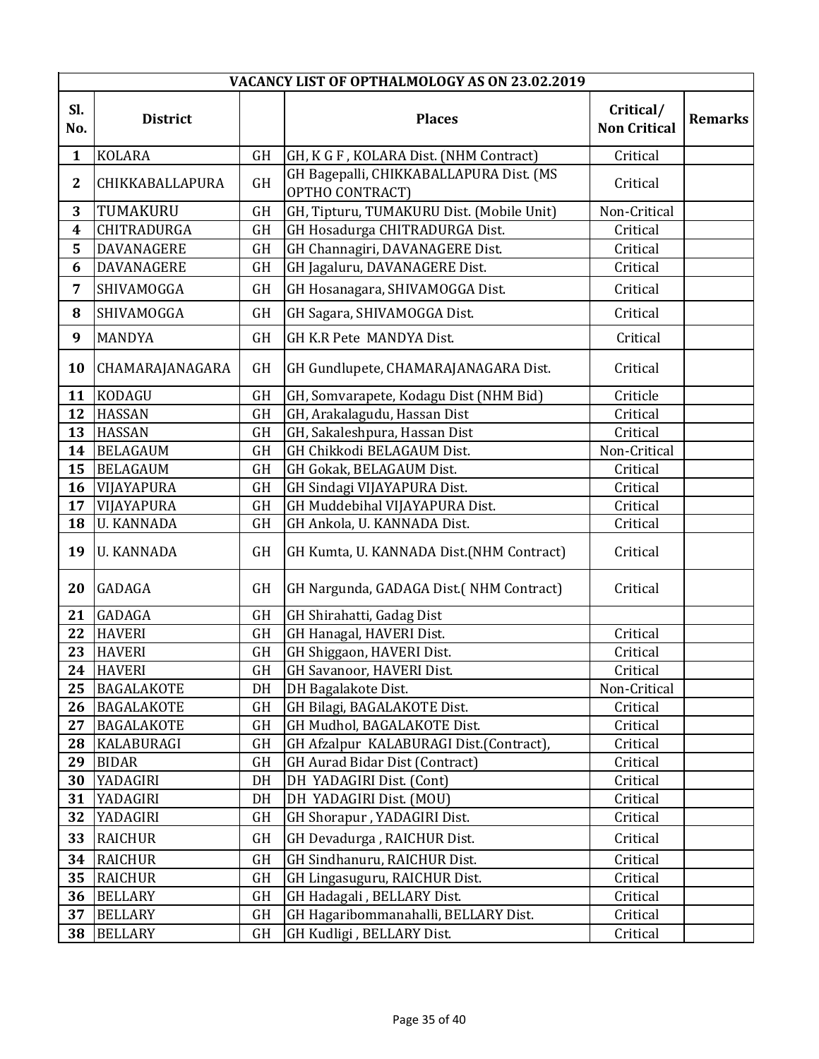| VACANCY LIST OF OPTHALMOLOGY AS ON 23.02.2019 | | | | | |
|---|---|---|---|---|---|
| Sl. No. | District | | Places | Critical/ Non Critical | Remarks |
| 1 | KOLARA | GH | GH, K G F , KOLARA Dist. (NHM Contract) | Critical | |
| 2 | CHIKKABALLAPURA | GH | GH Bagepalli, CHIKKABALLAPURA Dist. (MS OPTHO CONTRACT) | Critical | |
| 3 | TUMAKURU | GH | GH, Tipturu, TUMAKURU Dist. (Mobile Unit) | Non-Critical | |
| 4 | CHITRADURGA | GH | GH Hosadurga CHITRADURGA Dist. | Critical | |
| 5 | DAVANAGERE | GH | GH Channagiri, DAVANAGERE Dist. | Critical | |
| 6 | DAVANAGERE | GH | GH Jagaluru, DAVANAGERE Dist. | Critical | |
| 7 | SHIVAMOGGA | GH | GH Hosanagara, SHIVAMOGGA Dist. | Critical | |
| 8 | SHIVAMOGGA | GH | GH Sagara, SHIVAMOGGA Dist. | Critical | |
| 9 | MANDYA | GH | GH K.R Pete MANDYA Dist. | Critical | |
| 10 | CHAMARAJANAGARA | GH | GH Gundlupete, CHAMARAJANAGARA Dist. | Critical | |
| 11 | KODAGU | GH | GH, Somvarapete, Kodagu Dist (NHM Bid) | Criticle | |
| 12 | HASSAN | GH | GH, Arakalagudu, Hassan Dist | Critical | |
| 13 | HASSAN | GH | GH, Sakaleshpura, Hassan Dist | Critical | |
| 14 | BELAGAUM | GH | GH Chikkodi BELAGAUM Dist. | Non-Critical | |
| 15 | BELAGAUM | GH | GH Gokak, BELAGAUM Dist. | Critical | |
| 16 | VIJAYAPURA | GH | GH Sindagi VIJAYAPURA Dist. | Critical | |
| 17 | VIJAYAPURA | GH | GH Muddebihal VIJAYAPURA Dist. | Critical | |
| 18 | U. KANNADA | GH | GH Ankola, U. KANNADA Dist. | Critical | |
| 19 | U. KANNADA | GH | GH Kumta, U. KANNADA Dist.(NHM Contract) | Critical | |
| 20 | GADAGA | GH | GH Nargunda, GADAGA Dist.( NHM Contract) | Critical | |
| 21 | GADAGA | GH | GH Shirahatti, Gadag Dist | | |
| 22 | HAVERI | GH | GH Hanagal, HAVERI Dist. | Critical | |
| 23 | HAVERI | GH | GH Shiggaon, HAVERI Dist. | Critical | |
| 24 | HAVERI | GH | GH Savanoor, HAVERI Dist. | Critical | |
| 25 | BAGALAKOTE | DH | DH Bagalakote Dist. | Non-Critical | |
| 26 | BAGALAKOTE | GH | GH Bilagi, BAGALAKOTE Dist. | Critical | |
| 27 | BAGALAKOTE | GH | GH Mudhol, BAGALAKOTE Dist. | Critical | |
| 28 | KALABURAGI | GH | GH Afzalpur KALABURAGI Dist.(Contract), | Critical | |
| 29 | BIDAR | GH | GH Aurad Bidar Dist (Contract) | Critical | |
| 30 | YADAGIRI | DH | DH YADAGIRI Dist. (Cont) | Critical | |
| 31 | YADAGIRI | DH | DH YADAGIRI Dist. (MOU) | Critical | |
| 32 | YADAGIRI | GH | GH Shorapur , YADAGIRI Dist. | Critical | |
| 33 | RAICHUR | GH | GH Devadurga , RAICHUR Dist. | Critical | |
| 34 | RAICHUR | GH | GH Sindhanuru, RAICHUR Dist. | Critical | |
| 35 | RAICHUR | GH | GH Lingasuguru, RAICHUR Dist. | Critical | |
| 36 | BELLARY | GH | GH Hadagali , BELLARY Dist. | Critical | |
| 37 | BELLARY | GH | GH Hagaribommanahalli, BELLARY Dist. | Critical | |
| 38 | BELLARY | GH | GH Kudligi , BELLARY Dist. | Critical | |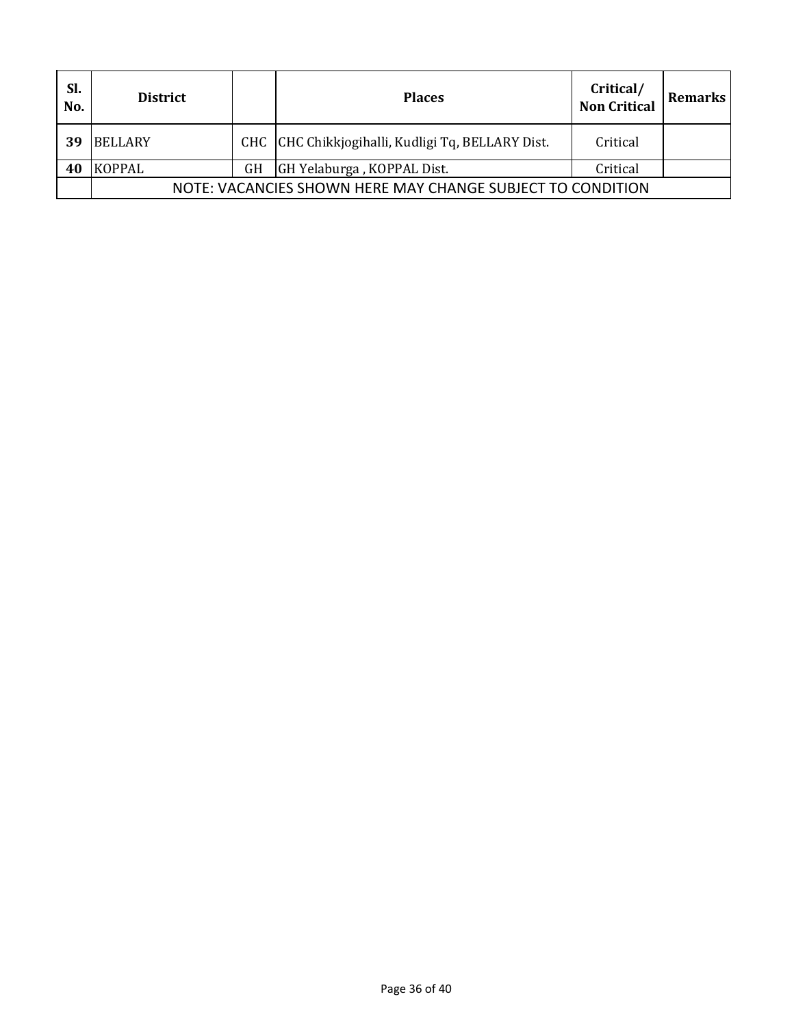| Sl. No. | District | | Places | Critical/ Non Critical | Remarks |
|---|---|---|---|---|---|
| 39 | BELLARY | CHC | CHC Chikkjogihalli, Kudligi Tq, BELLARY Dist. | Critical | |
| 40 | KOPPAL | GH | GH Yelaburga , KOPPAL Dist. | Critical | |
| | NOTE: VACANCIES SHOWN HERE MAY CHANGE SUBJECT TO CONDITION | | | | |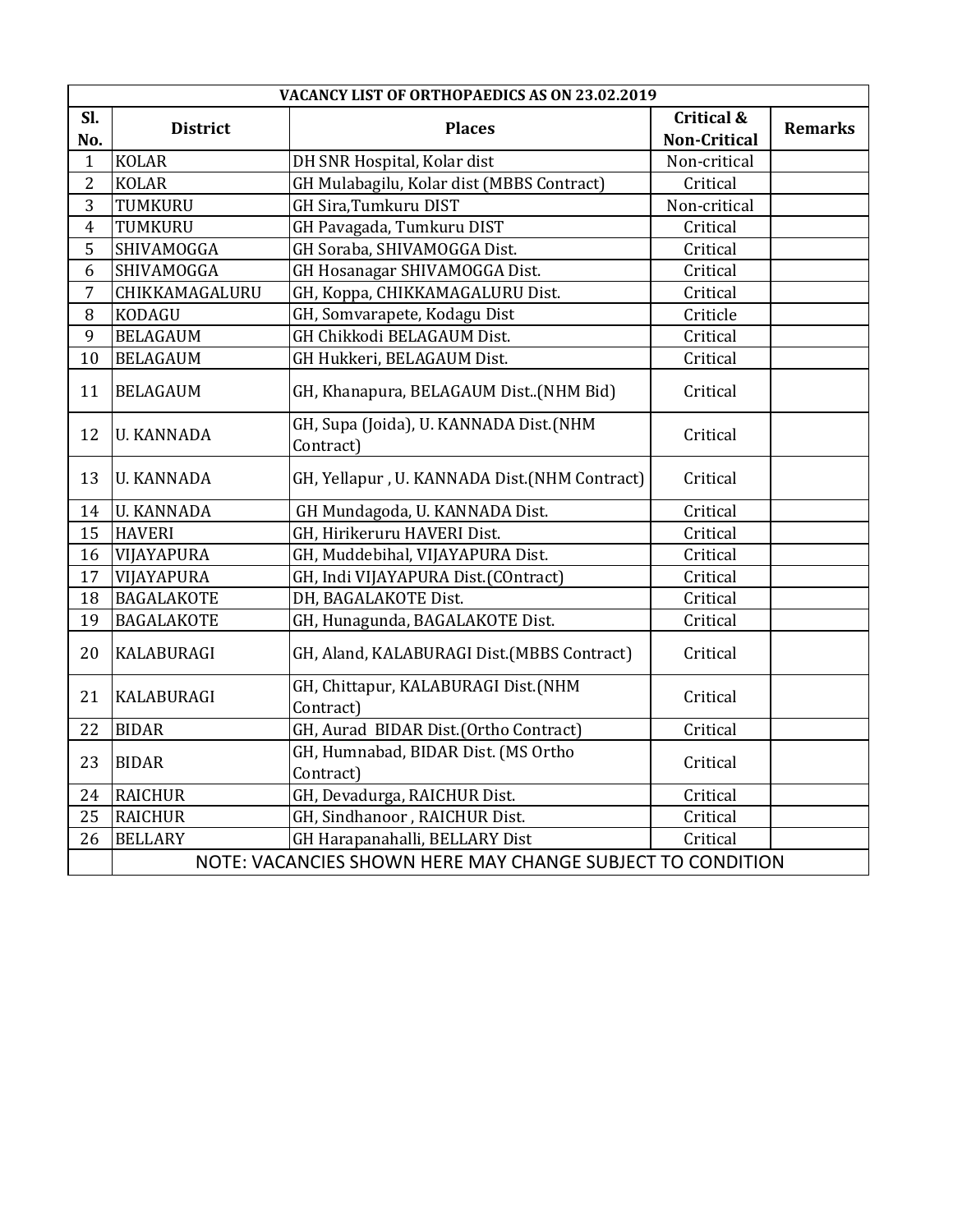| VACANCY LIST OF ORTHOPAEDICS AS ON 23.02.2019 | | | | |
|---|---|---|---|---|
| **Sl. No.** | **District** | **Places** | **Critical & Non-Critical** | **Remarks** |
| 1 | KOLAR | DH SNR Hospital, Kolar dist | Non-critical | |
| 2 | KOLAR | GH Mulabagilu, Kolar dist (MBBS Contract) | Critical | |
| 3 | TUMKURU | GH Sira,Tumkuru DIST | Non-critical | |
| 4 | TUMKURU | GH Pavagada, Tumkuru DIST | Critical | |
| 5 | SHIVAMOGGA | GH Soraba, SHIVAMOGGA Dist. | Critical | |
| 6 | SHIVAMOGGA | GH Hosanagar SHIVAMOGGA Dist. | Critical | |
| 7 | CHIKKAMAGALURU | GH, Koppa, CHIKKAMAGALURU Dist. | Critical | |
| 8 | KODAGU | GH, Somvarapete, Kodagu Dist | Criticle | |
| 9 | BELAGAUM | GH Chikkodi BELAGAUM Dist. | Critical | |
| 10 | BELAGAUM | GH Hukkeri, BELAGAUM Dist. | Critical | |
| 11 | BELAGAUM | GH, Khanapura, BELAGAUM Dist..(NHM Bid) | Critical | |
| 12 | U. KANNADA | GH, Supa (Joida), U. KANNADA Dist.(NHM Contract) | Critical | |
| 13 | U. KANNADA | GH, Yellapur , U. KANNADA Dist.(NHM Contract) | Critical | |
| 14 | U. KANNADA | GH Mundagoda, U. KANNADA Dist. | Critical | |
| 15 | HAVERI | GH, Hirikeruru HAVERI Dist. | Critical | |
| 16 | VIJAYAPURA | GH, Muddebihal, VIJAYAPURA Dist. | Critical | |
| 17 | VIJAYAPURA | GH, Indi VIJAYAPURA Dist.(COntract) | Critical | |
| 18 | BAGALAKOTE | DH, BAGALAKOTE Dist. | Critical | |
| 19 | BAGALAKOTE | GH, Hunagunda, BAGALAKOTE Dist. | Critical | |
| 20 | KALABURAGI | GH, Aland, KALABURAGI Dist.(MBBS Contract) | Critical | |
| 21 | KALABURAGI | GH, Chittapur, KALABURAGI Dist.(NHM Contract) | Critical | |
| 22 | BIDAR | GH, Aurad BIDAR Dist.(Ortho Contract) | Critical | |
| 23 | BIDAR | GH, Humnabad, BIDAR Dist. (MS Ortho Contract) | Critical | |
| 24 | RAICHUR | GH, Devadurga, RAICHUR Dist. | Critical | |
| 25 | RAICHUR | GH, Sindhanoor , RAICHUR Dist. | Critical | |
| 26 | BELLARY | GH Harapanahalli, BELLARY Dist | Critical | |
| | NOTE: VACANCIES SHOWN HERE MAY CHANGE SUBJECT TO CONDITION | | | |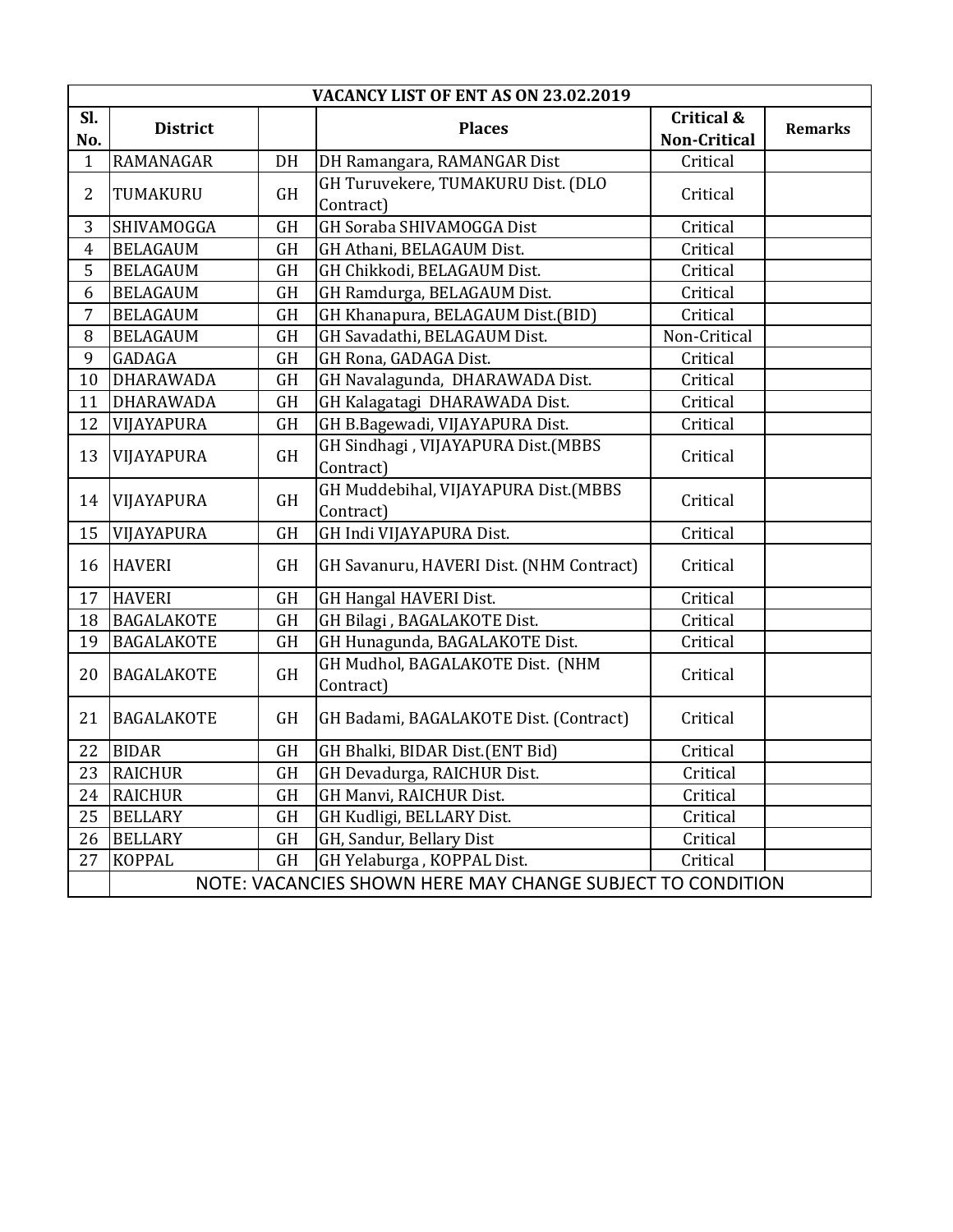| VACANCY LIST OF ENT AS ON 23.02.2019 | | | | | |
|---|---|---|---|---|---|
| **Sl. No.** | **District** | | **Places** | **Critical & Non-Critical** | **Remarks** |
| 1 | RAMANAGAR | DH | DH Ramangara, RAMANGAR Dist | Critical | |
| 2 | TUMAKURU | GH | GH Turuvekere, TUMAKURU Dist. (DLO Contract) | Critical | |
| 3 | SHIVAMOGGA | GH | GH Soraba SHIVAMOGGA Dist | Critical | |
| 4 | BELAGAUM | GH | GH Athani, BELAGAUM Dist. | Critical | |
| 5 | BELAGAUM | GH | GH Chikkodi, BELAGAUM Dist. | Critical | |
| 6 | BELAGAUM | GH | GH Ramdurga, BELAGAUM Dist. | Critical | |
| 7 | BELAGAUM | GH | GH Khanapura, BELAGAUM Dist.(BID) | Critical | |
| 8 | BELAGAUM | GH | GH Savadathi, BELAGAUM Dist. | Non-Critical | |
| 9 | GADAGA | GH | GH Rona, GADAGA Dist. | Critical | |
| 10 | DHARAWADA | GH | GH Navalagunda, DHARAWADA Dist. | Critical | |
| 11 | DHARAWADA | GH | GH Kalagatagi DHARAWADA Dist. | Critical | |
| 12 | VIJAYAPURA | GH | GH B.Bagewadi, VIJAYAPURA Dist. | Critical | |
| 13 | VIJAYAPURA | GH | GH Sindhagi , VIJAYAPURA Dist.(MBBS Contract) | Critical | |
| 14 | VIJAYAPURA | GH | GH Muddebihal, VIJAYAPURA Dist.(MBBS Contract) | Critical | |
| 15 | VIJAYAPURA | GH | GH Indi VIJAYAPURA Dist. | Critical | |
| 16 | HAVERI | GH | GH Savanuru, HAVERI Dist. (NHM Contract) | Critical | |
| 17 | HAVERI | GH | GH Hangal HAVERI Dist. | Critical | |
| 18 | BAGALAKOTE | GH | GH Bilagi , BAGALAKOTE Dist. | Critical | |
| 19 | BAGALAKOTE | GH | GH Hunagunda, BAGALAKOTE Dist. | Critical | |
| 20 | BAGALAKOTE | GH | GH Mudhol, BAGALAKOTE Dist. (NHM Contract) | Critical | |
| 21 | BAGALAKOTE | GH | GH Badami, BAGALAKOTE Dist. (Contract) | Critical | |
| 22 | BIDAR | GH | GH Bhalki, BIDAR Dist.(ENT Bid) | Critical | |
| 23 | RAICHUR | GH | GH Devadurga, RAICHUR Dist. | Critical | |
| 24 | RAICHUR | GH | GH Manvi, RAICHUR Dist. | Critical | |
| 25 | BELLARY | GH | GH Kudligi, BELLARY Dist. | Critical | |
| 26 | BELLARY | GH | GH, Sandur, Bellary Dist | Critical | |
| 27 | KOPPAL | GH | GH Yelaburga , KOPPAL Dist. | Critical | |
| | NOTE: VACANCIES SHOWN HERE MAY CHANGE SUBJECT TO CONDITION | | | | |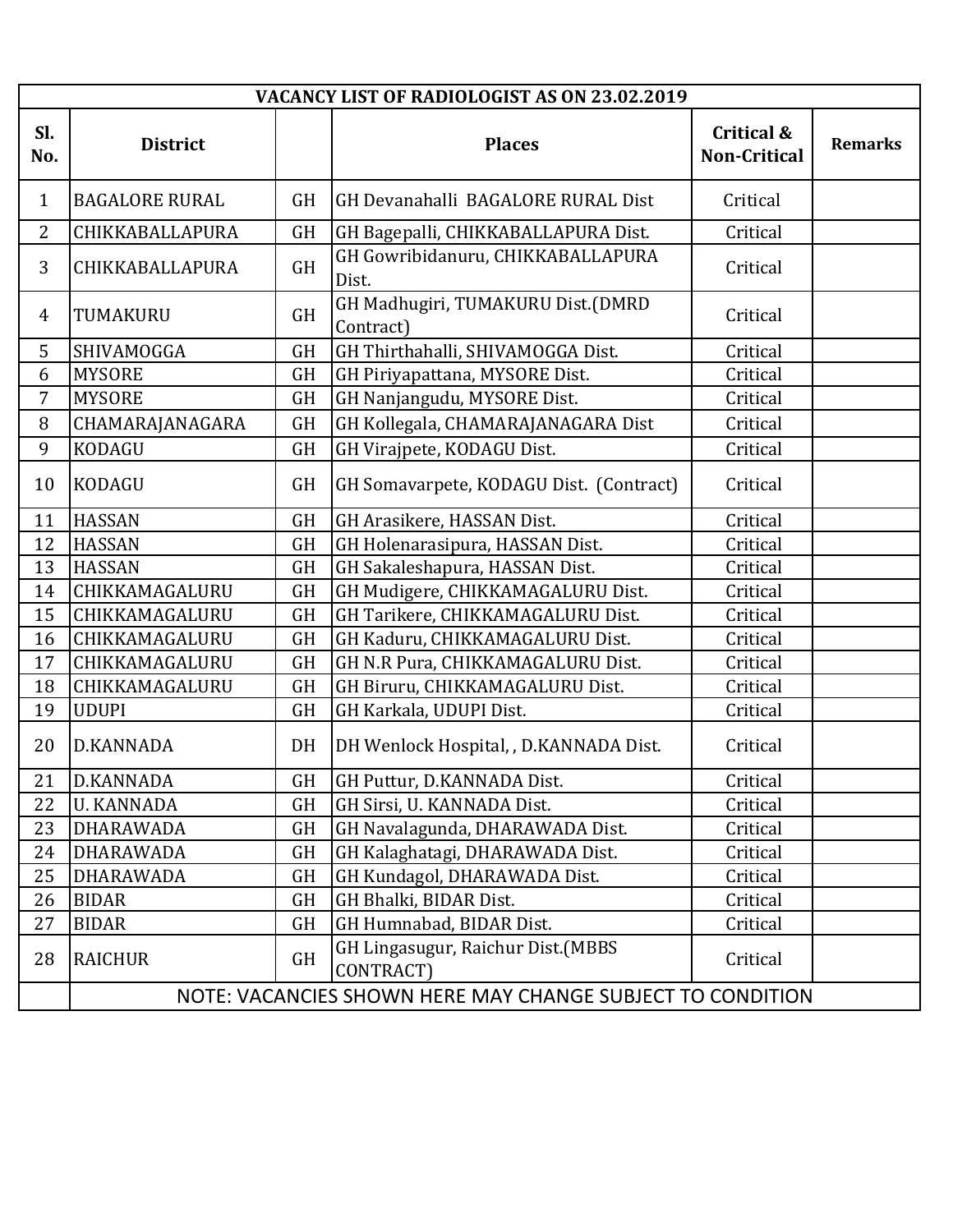| VACANCY LIST OF RADIOLOGIST AS ON 23.02.2019 | | | | | |
|---|---|---|---|---|---|
| Sl. No. | District | | Places | Critical & Non-Critical | Remarks |
| 1 | BAGALORE RURAL | GH | GH Devanahalli BAGALORE RURAL Dist | Critical | |
| 2 | CHIKKABALLAPURA | GH | GH Bagepalli, CHIKKABALLAPURA Dist. | Critical | |
| 3 | CHIKKABALLAPURA | GH | GH Gowribidanuru, CHIKKABALLAPURA Dist. | Critical | |
| 4 | TUMAKURU | GH | GH Madhugiri, TUMAKURU Dist.(DMRD Contract) | Critical | |
| 5 | SHIVAMOGGA | GH | GH Thirthahalli, SHIVAMOGGA Dist. | Critical | |
| 6 | MYSORE | GH | GH Piriyapattana, MYSORE Dist. | Critical | |
| 7 | MYSORE | GH | GH Nanjangudu, MYSORE Dist. | Critical | |
| 8 | CHAMARAJANAGARA | GH | GH Kollegala, CHAMARAJANAGARA Dist | Critical | |
| 9 | KODAGU | GH | GH Virajpete, KODAGU Dist. | Critical | |
| 10 | KODAGU | GH | GH Somavarpete, KODAGU Dist. (Contract) | Critical | |
| 11 | HASSAN | GH | GH Arasikere, HASSAN Dist. | Critical | |
| 12 | HASSAN | GH | GH Holenarasipura, HASSAN Dist. | Critical | |
| 13 | HASSAN | GH | GH Sakaleshapura, HASSAN Dist. | Critical | |
| 14 | CHIKKAMAGALURU | GH | GH Mudigere, CHIKKAMAGALURU Dist. | Critical | |
| 15 | CHIKKAMAGALURU | GH | GH Tarikere, CHIKKAMAGALURU Dist. | Critical | |
| 16 | CHIKKAMAGALURU | GH | GH Kaduru, CHIKKAMAGALURU Dist. | Critical | |
| 17 | CHIKKAMAGALURU | GH | GH N.R Pura, CHIKKAMAGALURU Dist. | Critical | |
| 18 | CHIKKAMAGALURU | GH | GH Biruru, CHIKKAMAGALURU Dist. | Critical | |
| 19 | UDUPI | GH | GH Karkala, UDUPI Dist. | Critical | |
| 20 | D.KANNADA | DH | DH Wenlock Hospital, , D.KANNADA Dist. | Critical | |
| 21 | D.KANNADA | GH | GH Puttur, D.KANNADA Dist. | Critical | |
| 22 | U. KANNADA | GH | GH Sirsi, U. KANNADA Dist. | Critical | |
| 23 | DHARAWADA | GH | GH Navalagunda, DHARAWADA Dist. | Critical | |
| 24 | DHARAWADA | GH | GH Kalaghatagi, DHARAWADA Dist. | Critical | |
| 25 | DHARAWADA | GH | GH Kundagol, DHARAWADA Dist. | Critical | |
| 26 | BIDAR | GH | GH Bhalki, BIDAR Dist. | Critical | |
| 27 | BIDAR | GH | GH Humnabad, BIDAR Dist. | Critical | |
| 28 | RAICHUR | GH | GH Lingasugur, Raichur Dist.(MBBS CONTRACT) | Critical | |
| | NOTE: VACANCIES SHOWN HERE MAY CHANGE SUBJECT TO CONDITION | | | | |